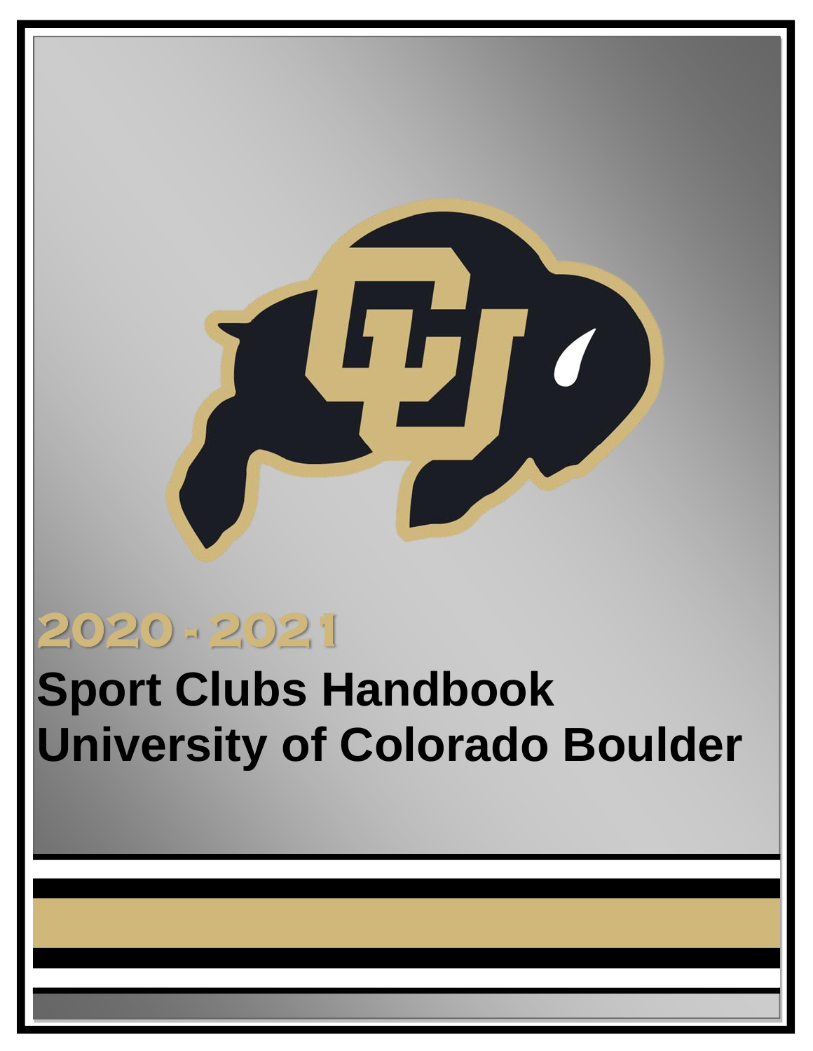2020 - 2021

# Sport Clubs Handbook
# University of Colorado Boulder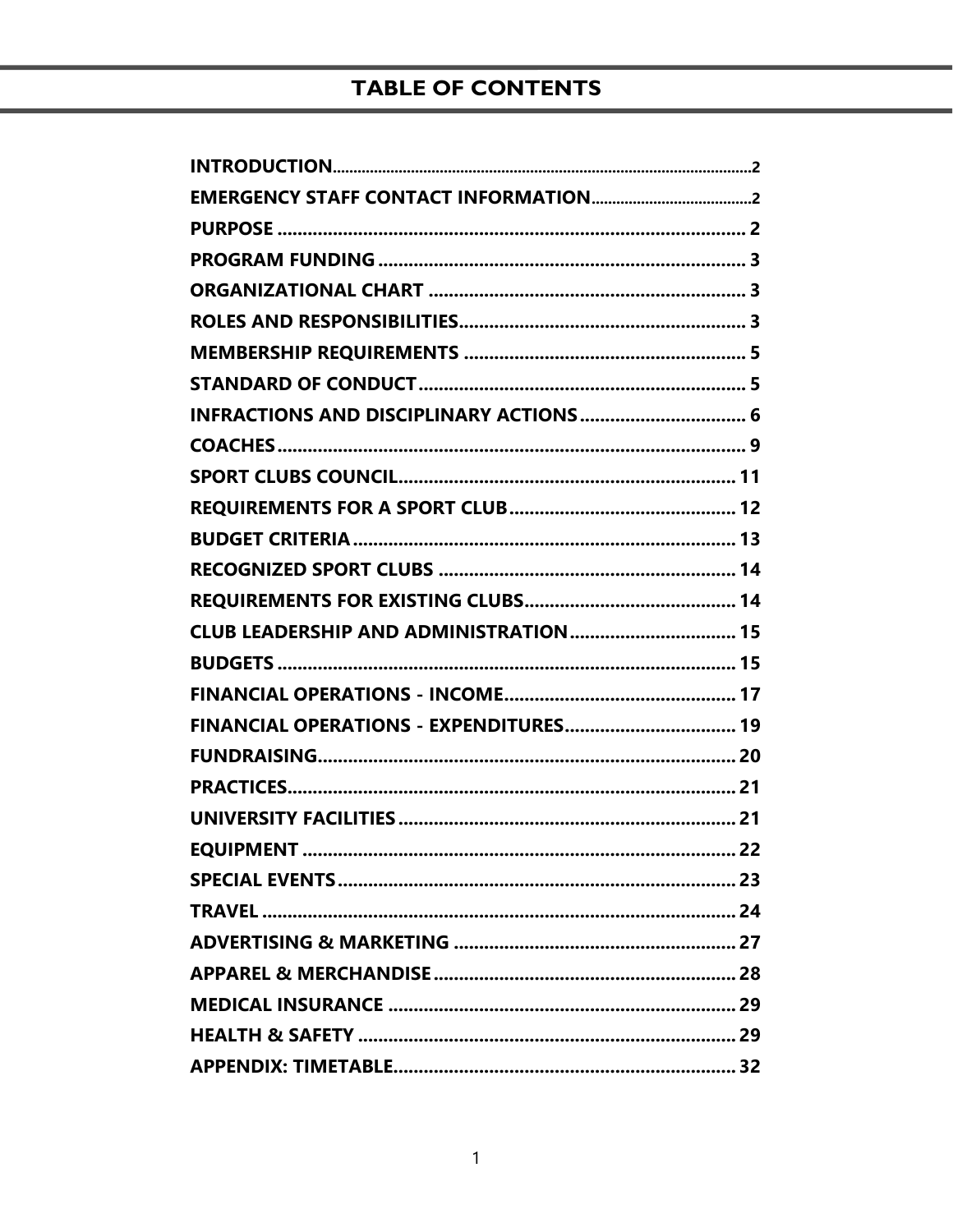# TABLE OF CONTENTS

| Section | Page |
| --- | --- |
| **INTRODUCTION** | 2 |
| **EMERGENCY STAFF CONTACT INFORMATION** | 2 |
| **PURPOSE** | 2 |
| **PROGRAM FUNDING** | 3 |
| **ORGANIZATIONAL CHART** | 3 |
| **ROLES AND RESPONSIBILITIES** | 3 |
| **MEMBERSHIP REQUIREMENTS** | 5 |
| **STANDARD OF CONDUCT** | 5 |
| **INFRACTIONS AND DISCIPLINARY ACTIONS** | 6 |
| **COACHES** | 9 |
| **SPORT CLUBS COUNCIL** | 11 |
| **REQUIREMENTS FOR A SPORT CLUB** | 12 |
| **BUDGET CRITERIA** | 13 |
| **RECOGNIZED SPORT CLUBS** | 14 |
| **REQUIREMENTS FOR EXISTING CLUBS** | 14 |
| **CLUB LEADERSHIP AND ADMINISTRATION** | 15 |
| **BUDGETS** | 15 |
| **FINANCIAL OPERATIONS - INCOME** | 17 |
| **FINANCIAL OPERATIONS - EXPENDITURES** | 19 |
| **FUNDRAISING** | 20 |
| **PRACTICES** | 21 |
| **UNIVERSITY FACILITIES** | 21 |
| **EQUIPMENT** | 22 |
| **SPECIAL EVENTS** | 23 |
| **TRAVEL** | 24 |
| **ADVERTISING & MARKETING** | 27 |
| **APPAREL & MERCHANDISE** | 28 |
| **MEDICAL INSURANCE** | 29 |
| **HEALTH & SAFETY** | 29 |
| **APPENDIX: TIMETABLE** | 32 |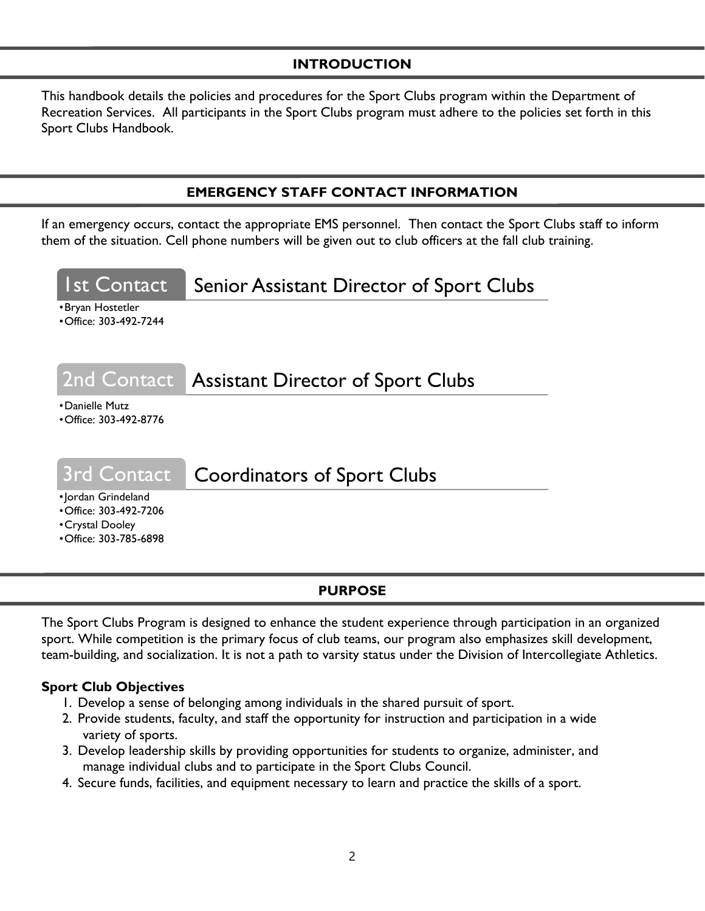## INTRODUCTION

This handbook details the policies and procedures for the Sport Clubs program within the Department of Recreation Services. All participants in the Sport Clubs program must adhere to the policies set forth in this Sport Clubs Handbook.

## EMERGENCY STAFF CONTACT INFORMATION

If an emergency occurs, contact the appropriate EMS personnel. Then contact the Sport Clubs staff to inform them of the situation. Cell phone numbers will be given out to club officers at the fall club training.

### 1st Contact — Senior Assistant Director of Sport Clubs

- Bryan Hostetler
- Office: 303-492-7244

### 2nd Contact — Assistant Director of Sport Clubs

- Danielle Mutz
- Office: 303-492-8776

### 3rd Contact — Coordinators of Sport Clubs

- Jordan Grindeland
- Office: 303-492-7206
- Crystal Dooley
- Office: 303-785-6898

## PURPOSE

The Sport Clubs Program is designed to enhance the student experience through participation in an organized sport. While competition is the primary focus of club teams, our program also emphasizes skill development, team-building, and socialization. It is not a path to varsity status under the Division of Intercollegiate Athletics.

**Sport Club Objectives**

1. Develop a sense of belonging among individuals in the shared pursuit of sport.
2. Provide students, faculty, and staff the opportunity for instruction and participation in a wide variety of sports.
3. Develop leadership skills by providing opportunities for students to organize, administer, and manage individual clubs and to participate in the Sport Clubs Council.
4. Secure funds, facilities, and equipment necessary to learn and practice the skills of a sport.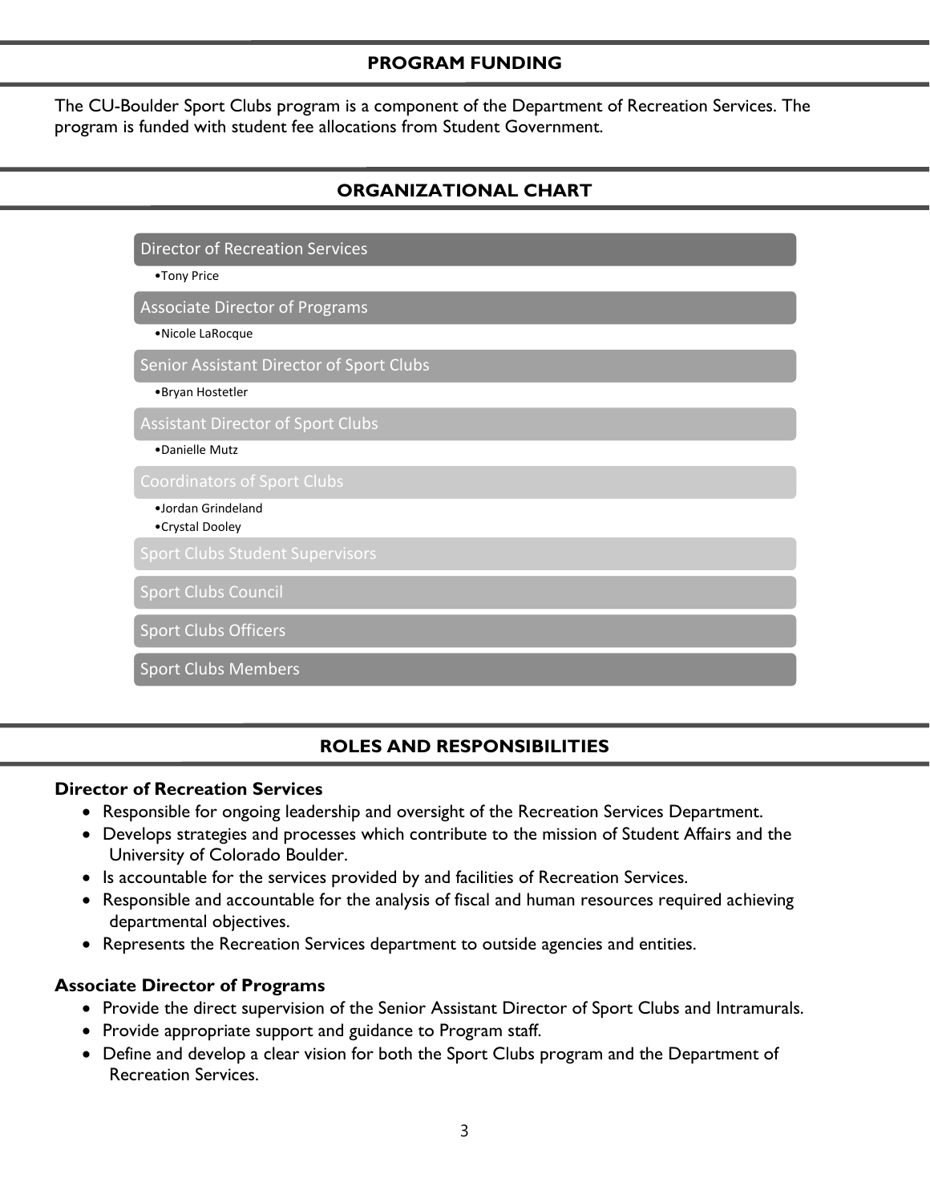## PROGRAM FUNDING

The CU-Boulder Sport Clubs program is a component of the Department of Recreation Services. The program is funded with student fee allocations from Student Government.

## ORGANIZATIONAL CHART

**Director of Recreation Services**

- Tony Price

**Associate Director of Programs**

- Nicole LaRocque

**Senior Assistant Director of Sport Clubs**

- Bryan Hostetler

**Assistant Director of Sport Clubs**

- Danielle Mutz

**Coordinators of Sport Clubs**

- Jordan Grindeland
- Crystal Dooley

**Sport Clubs Student Supervisors**

**Sport Clubs Council**

**Sport Clubs Officers**

**Sport Clubs Members**

## ROLES AND RESPONSIBILITIES

### Director of Recreation Services

- Responsible for ongoing leadership and oversight of the Recreation Services Department.
- Develops strategies and processes which contribute to the mission of Student Affairs and the University of Colorado Boulder.
- Is accountable for the services provided by and facilities of Recreation Services.
- Responsible and accountable for the analysis of fiscal and human resources required achieving departmental objectives.
- Represents the Recreation Services department to outside agencies and entities.

### Associate Director of Programs

- Provide the direct supervision of the Senior Assistant Director of Sport Clubs and Intramurals.
- Provide appropriate support and guidance to Program staff.
- Define and develop a clear vision for both the Sport Clubs program and the Department of Recreation Services.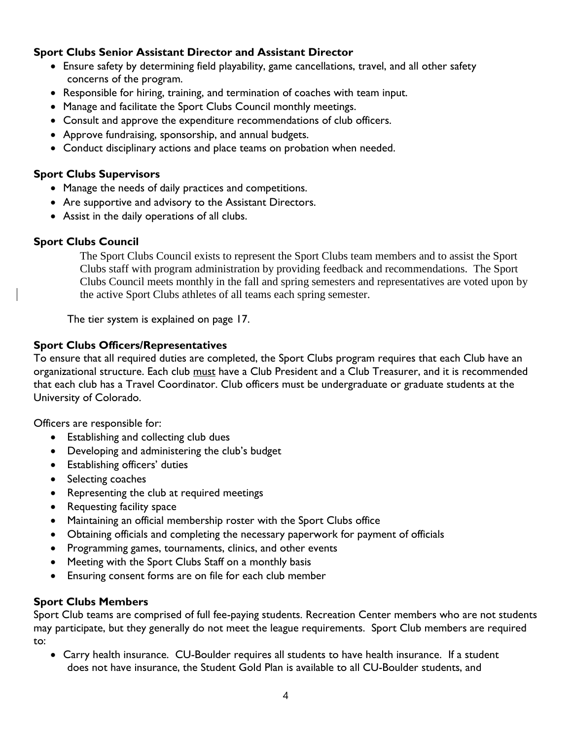**Sport Clubs Senior Assistant Director and Assistant Director**

- Ensure safety by determining field playability, game cancellations, travel, and all other safety concerns of the program.
- Responsible for hiring, training, and termination of coaches with team input.
- Manage and facilitate the Sport Clubs Council monthly meetings.
- Consult and approve the expenditure recommendations of club officers.
- Approve fundraising, sponsorship, and annual budgets.
- Conduct disciplinary actions and place teams on probation when needed.

**Sport Clubs Supervisors**

- Manage the needs of daily practices and competitions.
- Are supportive and advisory to the Assistant Directors.
- Assist in the daily operations of all clubs.

**Sport Clubs Council**

The Sport Clubs Council exists to represent the Sport Clubs team members and to assist the Sport Clubs staff with program administration by providing feedback and recommendations. The Sport Clubs Council meets monthly in the fall and spring semesters and representatives are voted upon by the active Sport Clubs athletes of all teams each spring semester.

The tier system is explained on page 17.

**Sport Clubs Officers/Representatives**

To ensure that all required duties are completed, the Sport Clubs program requires that each Club have an organizational structure. Each club must have a Club President and a Club Treasurer, and it is recommended that each club has a Travel Coordinator. Club officers must be undergraduate or graduate students at the University of Colorado.

Officers are responsible for:

- Establishing and collecting club dues
- Developing and administering the club's budget
- Establishing officers' duties
- Selecting coaches
- Representing the club at required meetings
- Requesting facility space
- Maintaining an official membership roster with the Sport Clubs office
- Obtaining officials and completing the necessary paperwork for payment of officials
- Programming games, tournaments, clinics, and other events
- Meeting with the Sport Clubs Staff on a monthly basis
- Ensuring consent forms are on file for each club member

**Sport Clubs Members**

Sport Club teams are comprised of full fee-paying students. Recreation Center members who are not students may participate, but they generally do not meet the league requirements. Sport Club members are required to:

- Carry health insurance. CU-Boulder requires all students to have health insurance. If a student does not have insurance, the Student Gold Plan is available to all CU-Boulder students, and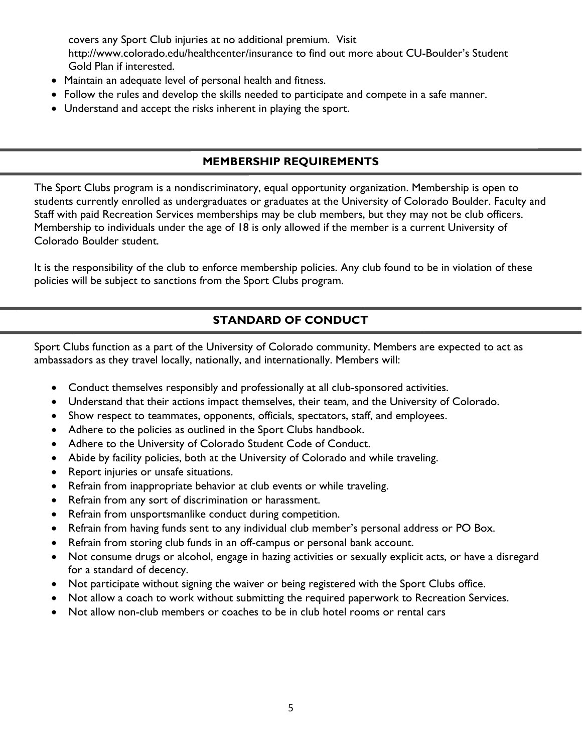covers any Sport Club injuries at no additional premium. Visit http://www.colorado.edu/healthcenter/insurance to find out more about CU-Boulder's Student Gold Plan if interested.

- Maintain an adequate level of personal health and fitness.
- Follow the rules and develop the skills needed to participate and compete in a safe manner.
- Understand and accept the risks inherent in playing the sport.

## MEMBERSHIP REQUIREMENTS

The Sport Clubs program is a nondiscriminatory, equal opportunity organization. Membership is open to students currently enrolled as undergraduates or graduates at the University of Colorado Boulder. Faculty and Staff with paid Recreation Services memberships may be club members, but they may not be club officers. Membership to individuals under the age of 18 is only allowed if the member is a current University of Colorado Boulder student.

It is the responsibility of the club to enforce membership policies. Any club found to be in violation of these policies will be subject to sanctions from the Sport Clubs program.

## STANDARD OF CONDUCT

Sport Clubs function as a part of the University of Colorado community. Members are expected to act as ambassadors as they travel locally, nationally, and internationally. Members will:

- Conduct themselves responsibly and professionally at all club-sponsored activities.
- Understand that their actions impact themselves, their team, and the University of Colorado.
- Show respect to teammates, opponents, officials, spectators, staff, and employees.
- Adhere to the policies as outlined in the Sport Clubs handbook.
- Adhere to the University of Colorado Student Code of Conduct.
- Abide by facility policies, both at the University of Colorado and while traveling.
- Report injuries or unsafe situations.
- Refrain from inappropriate behavior at club events or while traveling.
- Refrain from any sort of discrimination or harassment.
- Refrain from unsportsmanlike conduct during competition.
- Refrain from having funds sent to any individual club member's personal address or PO Box.
- Refrain from storing club funds in an off-campus or personal bank account.
- Not consume drugs or alcohol, engage in hazing activities or sexually explicit acts, or have a disregard for a standard of decency.
- Not participate without signing the waiver or being registered with the Sport Clubs office.
- Not allow a coach to work without submitting the required paperwork to Recreation Services.
- Not allow non-club members or coaches to be in club hotel rooms or rental cars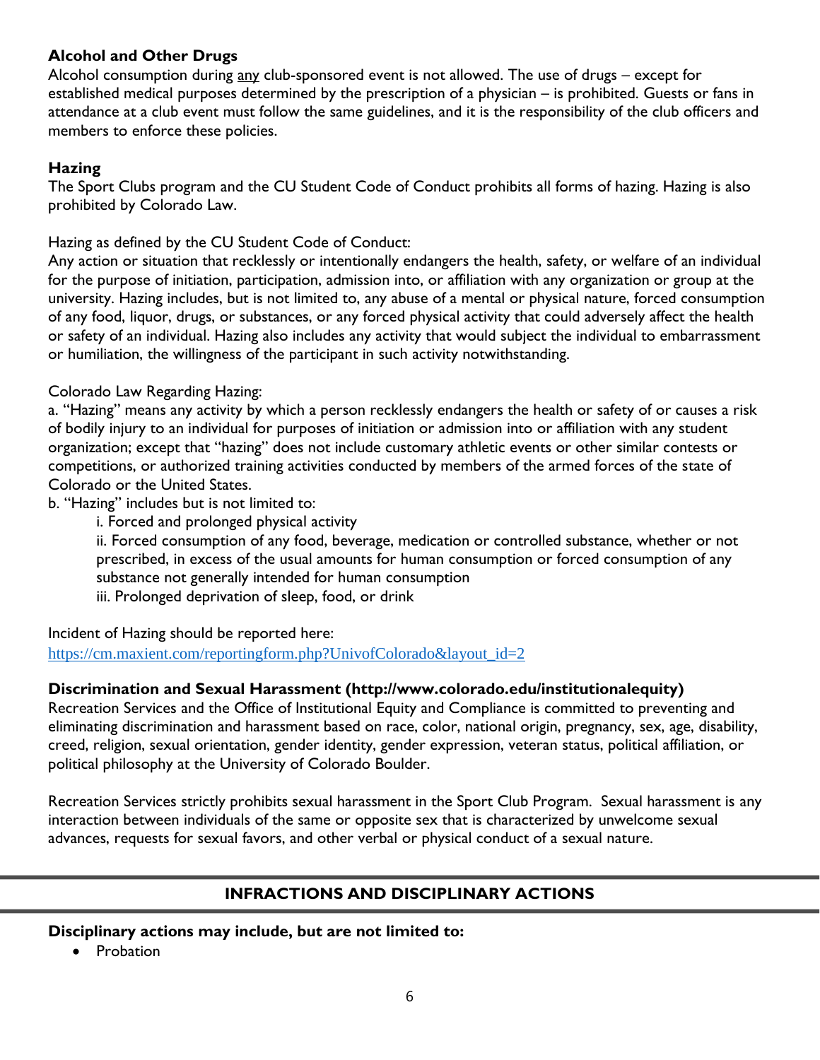### Alcohol and Other Drugs

Alcohol consumption during <u>any</u> club-sponsored event is not allowed. The use of drugs – except for established medical purposes determined by the prescription of a physician – is prohibited. Guests or fans in attendance at a club event must follow the same guidelines, and it is the responsibility of the club officers and members to enforce these policies.

### Hazing

The Sport Clubs program and the CU Student Code of Conduct prohibits all forms of hazing. Hazing is also prohibited by Colorado Law.

Hazing as defined by the CU Student Code of Conduct:
Any action or situation that recklessly or intentionally endangers the health, safety, or welfare of an individual for the purpose of initiation, participation, admission into, or affiliation with any organization or group at the university. Hazing includes, but is not limited to, any abuse of a mental or physical nature, forced consumption of any food, liquor, drugs, or substances, or any forced physical activity that could adversely affect the health or safety of an individual. Hazing also includes any activity that would subject the individual to embarrassment or humiliation, the willingness of the participant in such activity notwithstanding.

Colorado Law Regarding Hazing:
a. "Hazing" means any activity by which a person recklessly endangers the health or safety of or causes a risk of bodily injury to an individual for purposes of initiation or admission into or affiliation with any student organization; except that "hazing" does not include customary athletic events or other similar contests or competitions, or authorized training activities conducted by members of the armed forces of the state of Colorado or the United States.
b. "Hazing" includes but is not limited to:

- i. Forced and prolonged physical activity
- ii. Forced consumption of any food, beverage, medication or controlled substance, whether or not prescribed, in excess of the usual amounts for human consumption or forced consumption of any substance not generally intended for human consumption
- iii. Prolonged deprivation of sleep, food, or drink

Incident of Hazing should be reported here:
https://cm.maxient.com/reportingform.php?UnivofColorado&layout_id=2

### Discrimination and Sexual Harassment (http://www.colorado.edu/institutionalequity)

Recreation Services and the Office of Institutional Equity and Compliance is committed to preventing and eliminating discrimination and harassment based on race, color, national origin, pregnancy, sex, age, disability, creed, religion, sexual orientation, gender identity, gender expression, veteran status, political affiliation, or political philosophy at the University of Colorado Boulder.

Recreation Services strictly prohibits sexual harassment in the Sport Club Program. Sexual harassment is any interaction between individuals of the same or opposite sex that is characterized by unwelcome sexual advances, requests for sexual favors, and other verbal or physical conduct of a sexual nature.

## INFRACTIONS AND DISCIPLINARY ACTIONS

**Disciplinary actions may include, but are not limited to:**

- Probation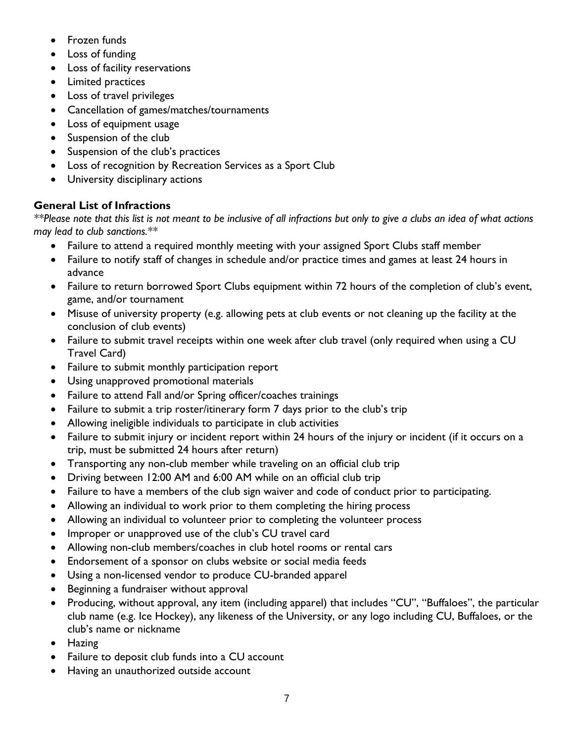- Frozen funds
- Loss of funding
- Loss of facility reservations
- Limited practices
- Loss of travel privileges
- Cancellation of games/matches/tournaments
- Loss of equipment usage
- Suspension of the club
- Suspension of the club's practices
- Loss of recognition by Recreation Services as a Sport Club
- University disciplinary actions

**General List of Infractions**

*\*\*Please note that this list is not meant to be inclusive of all infractions but only to give a clubs an idea of what actions may lead to club sanctions.\*\**

- Failure to attend a required monthly meeting with your assigned Sport Clubs staff member
- Failure to notify staff of changes in schedule and/or practice times and games at least 24 hours in advance
- Failure to return borrowed Sport Clubs equipment within 72 hours of the completion of club's event, game, and/or tournament
- Misuse of university property (e.g. allowing pets at club events or not cleaning up the facility at the conclusion of club events)
- Failure to submit travel receipts within one week after club travel (only required when using a CU Travel Card)
- Failure to submit monthly participation report
- Using unapproved promotional materials
- Failure to attend Fall and/or Spring officer/coaches trainings
- Failure to submit a trip roster/itinerary form 7 days prior to the club's trip
- Allowing ineligible individuals to participate in club activities
- Failure to submit injury or incident report within 24 hours of the injury or incident (if it occurs on a trip, must be submitted 24 hours after return)
- Transporting any non-club member while traveling on an official club trip
- Driving between 12:00 AM and 6:00 AM while on an official club trip
- Failure to have a members of the club sign waiver and code of conduct prior to participating.
- Allowing an individual to work prior to them completing the hiring process
- Allowing an individual to volunteer prior to completing the volunteer process
- Improper or unapproved use of the club's CU travel card
- Allowing non-club members/coaches in club hotel rooms or rental cars
- Endorsement of a sponsor on clubs website or social media feeds
- Using a non-licensed vendor to produce CU-branded apparel
- Beginning a fundraiser without approval
- Producing, without approval, any item (including apparel) that includes "CU", "Buffaloes", the particular club name (e.g. Ice Hockey), any likeness of the University, or any logo including CU, Buffaloes, or the club's name or nickname
- Hazing
- Failure to deposit club funds into a CU account
- Having an unauthorized outside account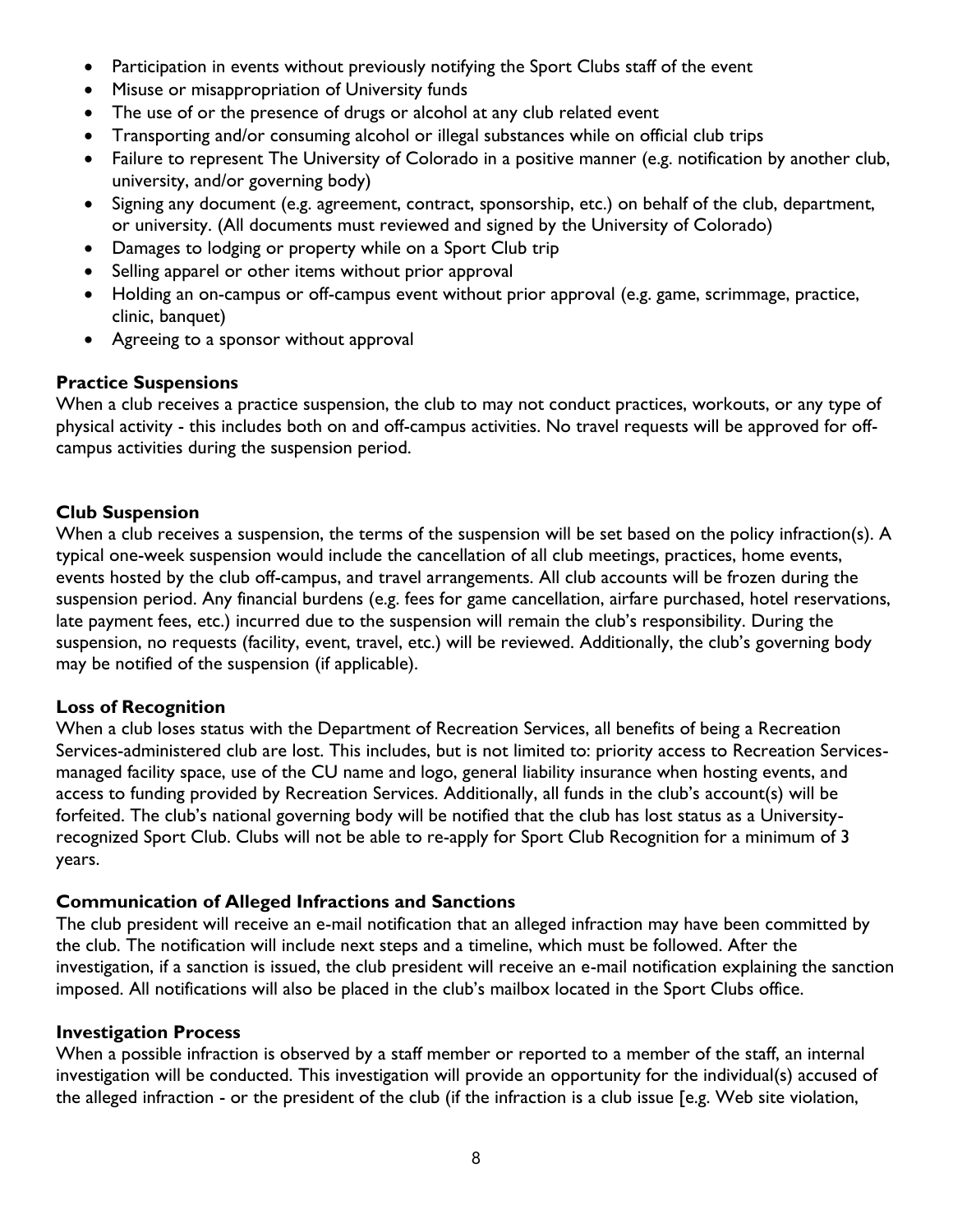- Participation in events without previously notifying the Sport Clubs staff of the event
- Misuse or misappropriation of University funds
- The use of or the presence of drugs or alcohol at any club related event
- Transporting and/or consuming alcohol or illegal substances while on official club trips
- Failure to represent The University of Colorado in a positive manner (e.g. notification by another club, university, and/or governing body)
- Signing any document (e.g. agreement, contract, sponsorship, etc.) on behalf of the club, department, or university. (All documents must reviewed and signed by the University of Colorado)
- Damages to lodging or property while on a Sport Club trip
- Selling apparel or other items without prior approval
- Holding an on-campus or off-campus event without prior approval (e.g. game, scrimmage, practice, clinic, banquet)
- Agreeing to a sponsor without approval

**Practice Suspensions**

When a club receives a practice suspension, the club to may not conduct practices, workouts, or any type of physical activity - this includes both on and off-campus activities. No travel requests will be approved for off-campus activities during the suspension period.

**Club Suspension**

When a club receives a suspension, the terms of the suspension will be set based on the policy infraction(s). A typical one-week suspension would include the cancellation of all club meetings, practices, home events, events hosted by the club off-campus, and travel arrangements. All club accounts will be frozen during the suspension period. Any financial burdens (e.g. fees for game cancellation, airfare purchased, hotel reservations, late payment fees, etc.) incurred due to the suspension will remain the club's responsibility. During the suspension, no requests (facility, event, travel, etc.) will be reviewed. Additionally, the club's governing body may be notified of the suspension (if applicable).

**Loss of Recognition**

When a club loses status with the Department of Recreation Services, all benefits of being a Recreation Services-administered club are lost. This includes, but is not limited to: priority access to Recreation Services-managed facility space, use of the CU name and logo, general liability insurance when hosting events, and access to funding provided by Recreation Services. Additionally, all funds in the club's account(s) will be forfeited. The club's national governing body will be notified that the club has lost status as a University-recognized Sport Club. Clubs will not be able to re-apply for Sport Club Recognition for a minimum of 3 years.

**Communication of Alleged Infractions and Sanctions**

The club president will receive an e-mail notification that an alleged infraction may have been committed by the club. The notification will include next steps and a timeline, which must be followed. After the investigation, if a sanction is issued, the club president will receive an e-mail notification explaining the sanction imposed. All notifications will also be placed in the club's mailbox located in the Sport Clubs office.

**Investigation Process**

When a possible infraction is observed by a staff member or reported to a member of the staff, an internal investigation will be conducted. This investigation will provide an opportunity for the individual(s) accused of the alleged infraction - or the president of the club (if the infraction is a club issue [e.g. Web site violation,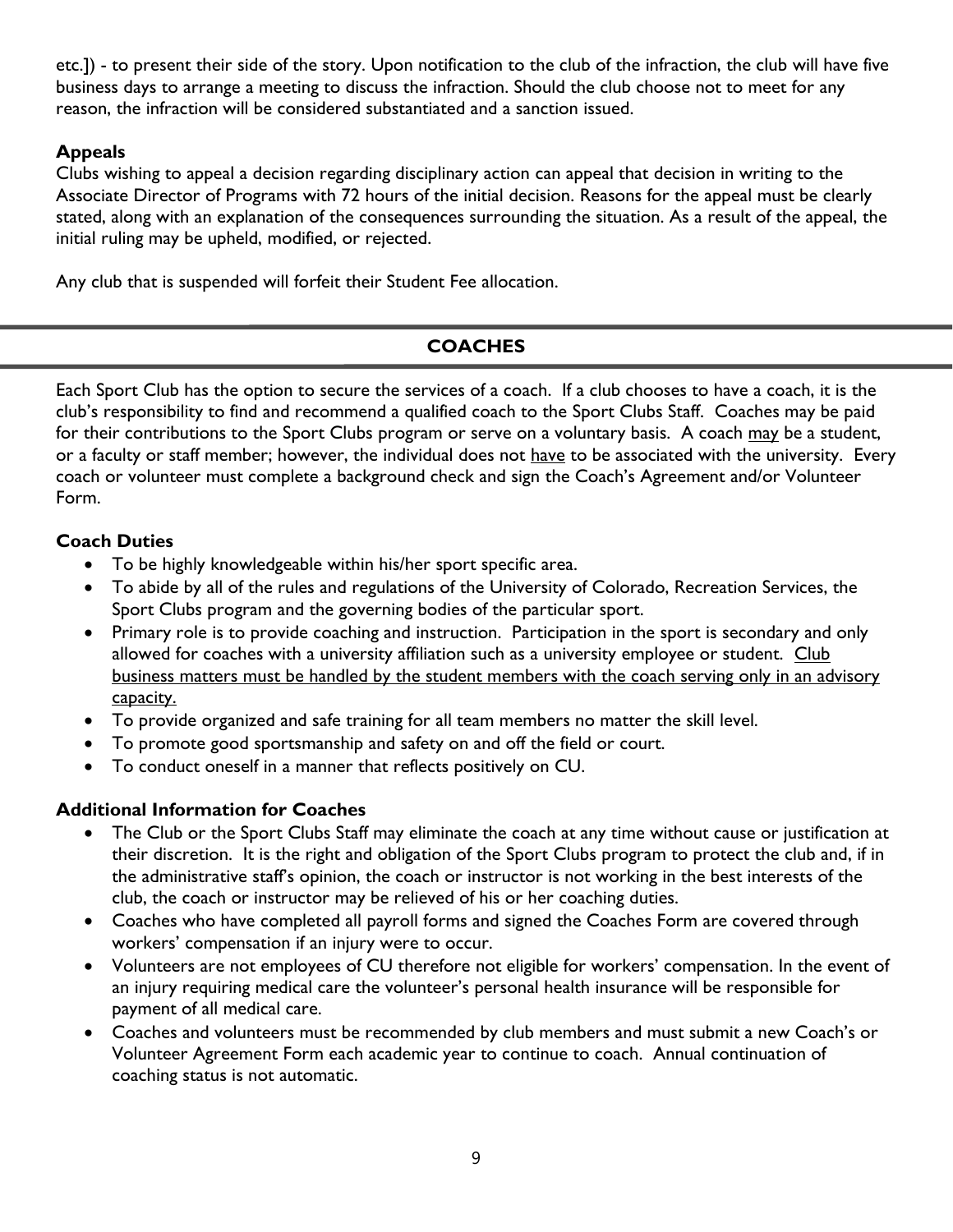etc.]) - to present their side of the story. Upon notification to the club of the infraction, the club will have five business days to arrange a meeting to discuss the infraction. Should the club choose not to meet for any reason, the infraction will be considered substantiated and a sanction issued.

### Appeals

Clubs wishing to appeal a decision regarding disciplinary action can appeal that decision in writing to the Associate Director of Programs with 72 hours of the initial decision. Reasons for the appeal must be clearly stated, along with an explanation of the consequences surrounding the situation. As a result of the appeal, the initial ruling may be upheld, modified, or rejected.

Any club that is suspended will forfeit their Student Fee allocation.

## COACHES

Each Sport Club has the option to secure the services of a coach. If a club chooses to have a coach, it is the club's responsibility to find and recommend a qualified coach to the Sport Clubs Staff. Coaches may be paid for their contributions to the Sport Clubs program or serve on a voluntary basis. A coach <u>may</u> be a student, or a faculty or staff member; however, the individual does not <u>have</u> to be associated with the university. Every coach or volunteer must complete a background check and sign the Coach's Agreement and/or Volunteer Form.

### Coach Duties

- To be highly knowledgeable within his/her sport specific area.
- To abide by all of the rules and regulations of the University of Colorado, Recreation Services, the Sport Clubs program and the governing bodies of the particular sport.
- Primary role is to provide coaching and instruction. Participation in the sport is secondary and only allowed for coaches with a university affiliation such as a university employee or student. <u>Club business matters must be handled by the student members with the coach serving only in an advisory capacity.</u>
- To provide organized and safe training for all team members no matter the skill level.
- To promote good sportsmanship and safety on and off the field or court.
- To conduct oneself in a manner that reflects positively on CU.

### Additional Information for Coaches

- The Club or the Sport Clubs Staff may eliminate the coach at any time without cause or justification at their discretion. It is the right and obligation of the Sport Clubs program to protect the club and, if in the administrative staff's opinion, the coach or instructor is not working in the best interests of the club, the coach or instructor may be relieved of his or her coaching duties.
- Coaches who have completed all payroll forms and signed the Coaches Form are covered through workers' compensation if an injury were to occur.
- Volunteers are not employees of CU therefore not eligible for workers' compensation. In the event of an injury requiring medical care the volunteer's personal health insurance will be responsible for payment of all medical care.
- Coaches and volunteers must be recommended by club members and must submit a new Coach's or Volunteer Agreement Form each academic year to continue to coach. Annual continuation of coaching status is not automatic.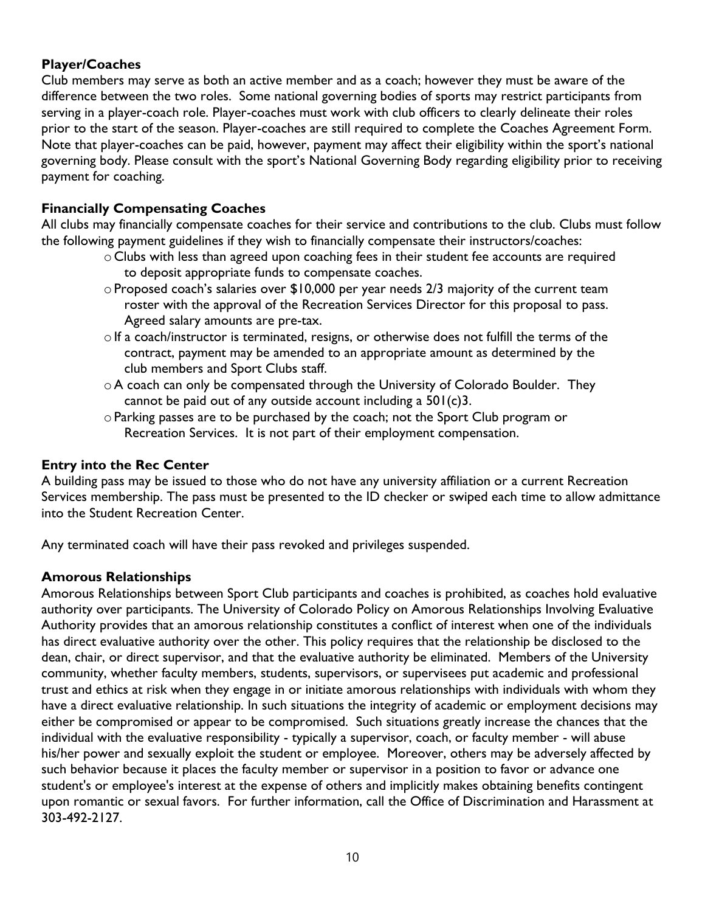**Player/Coaches**

Club members may serve as both an active member and as a coach; however they must be aware of the difference between the two roles. Some national governing bodies of sports may restrict participants from serving in a player-coach role. Player-coaches must work with club officers to clearly delineate their roles prior to the start of the season. Player-coaches are still required to complete the Coaches Agreement Form. Note that player-coaches can be paid, however, payment may affect their eligibility within the sport's national governing body. Please consult with the sport's National Governing Body regarding eligibility prior to receiving payment for coaching.

**Financially Compensating Coaches**

All clubs may financially compensate coaches for their service and contributions to the club. Clubs must follow the following payment guidelines if they wish to financially compensate their instructors/coaches:

- Clubs with less than agreed upon coaching fees in their student fee accounts are required to deposit appropriate funds to compensate coaches.
- Proposed coach's salaries over $10,000 per year needs 2/3 majority of the current team roster with the approval of the Recreation Services Director for this proposal to pass. Agreed salary amounts are pre-tax.
- If a coach/instructor is terminated, resigns, or otherwise does not fulfill the terms of the contract, payment may be amended to an appropriate amount as determined by the club members and Sport Clubs staff.
- A coach can only be compensated through the University of Colorado Boulder. They cannot be paid out of any outside account including a 501(c)3.
- Parking passes are to be purchased by the coach; not the Sport Club program or Recreation Services. It is not part of their employment compensation.

**Entry into the Rec Center**

A building pass may be issued to those who do not have any university affiliation or a current Recreation Services membership. The pass must be presented to the ID checker or swiped each time to allow admittance into the Student Recreation Center.

Any terminated coach will have their pass revoked and privileges suspended.

**Amorous Relationships**

Amorous Relationships between Sport Club participants and coaches is prohibited, as coaches hold evaluative authority over participants. The University of Colorado Policy on Amorous Relationships Involving Evaluative Authority provides that an amorous relationship constitutes a conflict of interest when one of the individuals has direct evaluative authority over the other. This policy requires that the relationship be disclosed to the dean, chair, or direct supervisor, and that the evaluative authority be eliminated. Members of the University community, whether faculty members, students, supervisors, or supervisees put academic and professional trust and ethics at risk when they engage in or initiate amorous relationships with individuals with whom they have a direct evaluative relationship. In such situations the integrity of academic or employment decisions may either be compromised or appear to be compromised. Such situations greatly increase the chances that the individual with the evaluative responsibility - typically a supervisor, coach, or faculty member - will abuse his/her power and sexually exploit the student or employee. Moreover, others may be adversely affected by such behavior because it places the faculty member or supervisor in a position to favor or advance one student's or employee's interest at the expense of others and implicitly makes obtaining benefits contingent upon romantic or sexual favors. For further information, call the Office of Discrimination and Harassment at 303-492-2127.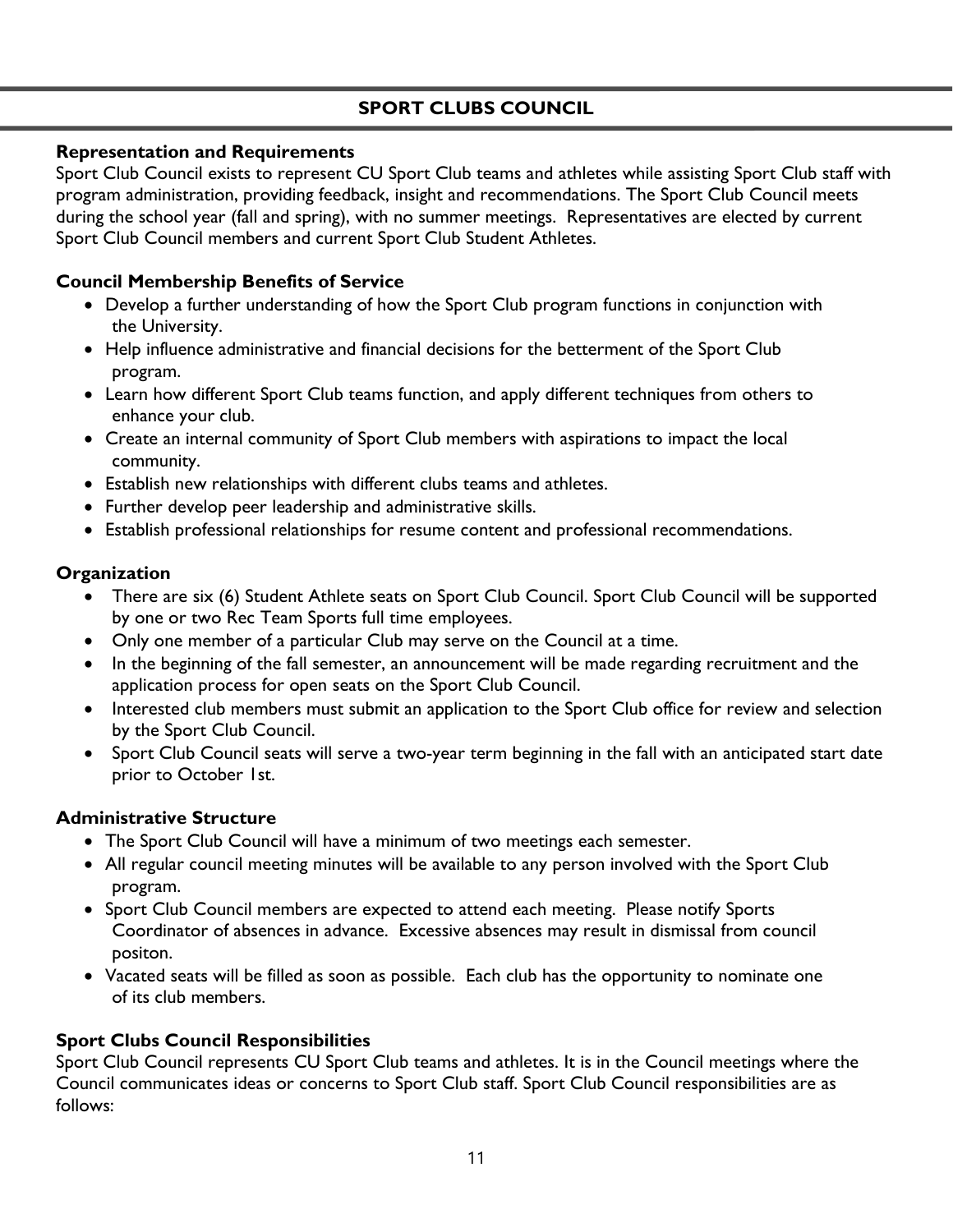## SPORT CLUBS COUNCIL

**Representation and Requirements**

Sport Club Council exists to represent CU Sport Club teams and athletes while assisting Sport Club staff with program administration, providing feedback, insight and recommendations. The Sport Club Council meets during the school year (fall and spring), with no summer meetings. Representatives are elected by current Sport Club Council members and current Sport Club Student Athletes.

**Council Membership Benefits of Service**

- Develop a further understanding of how the Sport Club program functions in conjunction with the University.
- Help influence administrative and financial decisions for the betterment of the Sport Club program.
- Learn how different Sport Club teams function, and apply different techniques from others to enhance your club.
- Create an internal community of Sport Club members with aspirations to impact the local community.
- Establish new relationships with different clubs teams and athletes.
- Further develop peer leadership and administrative skills.
- Establish professional relationships for resume content and professional recommendations.

**Organization**

- There are six (6) Student Athlete seats on Sport Club Council. Sport Club Council will be supported by one or two Rec Team Sports full time employees.
- Only one member of a particular Club may serve on the Council at a time.
- In the beginning of the fall semester, an announcement will be made regarding recruitment and the application process for open seats on the Sport Club Council.
- Interested club members must submit an application to the Sport Club office for review and selection by the Sport Club Council.
- Sport Club Council seats will serve a two-year term beginning in the fall with an anticipated start date prior to October 1st.

**Administrative Structure**

- The Sport Club Council will have a minimum of two meetings each semester.
- All regular council meeting minutes will be available to any person involved with the Sport Club program.
- Sport Club Council members are expected to attend each meeting. Please notify Sports Coordinator of absences in advance. Excessive absences may result in dismissal from council positon.
- Vacated seats will be filled as soon as possible. Each club has the opportunity to nominate one of its club members.

**Sport Clubs Council Responsibilities**

Sport Club Council represents CU Sport Club teams and athletes. It is in the Council meetings where the Council communicates ideas or concerns to Sport Club staff. Sport Club Council responsibilities are as follows: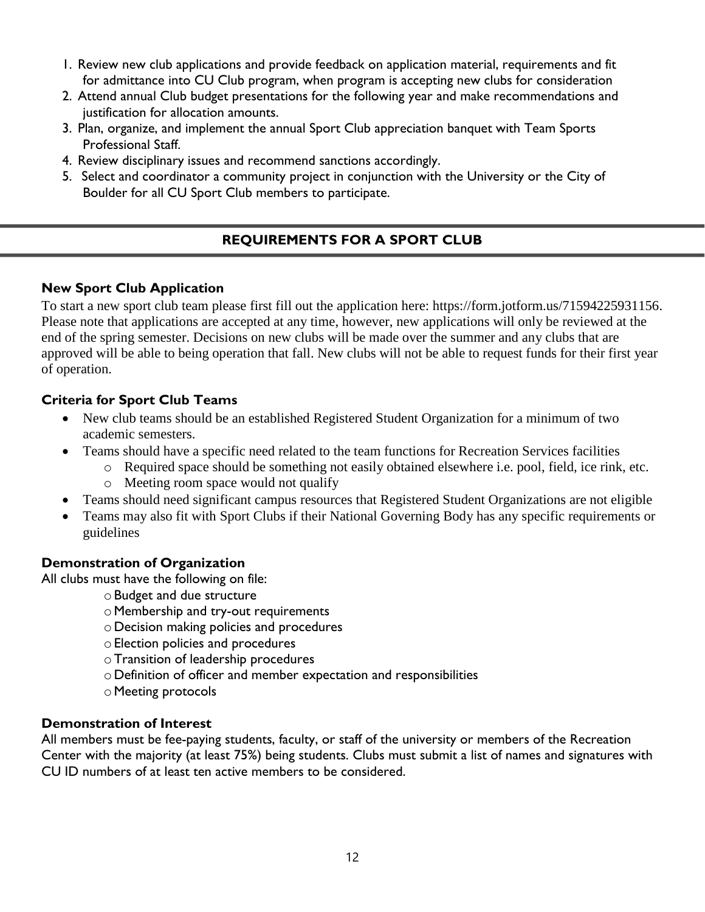1. Review new club applications and provide feedback on application material, requirements and fit for admittance into CU Club program, when program is accepting new clubs for consideration
2. Attend annual Club budget presentations for the following year and make recommendations and justification for allocation amounts.
3. Plan, organize, and implement the annual Sport Club appreciation banquet with Team Sports Professional Staff.
4. Review disciplinary issues and recommend sanctions accordingly.
5. Select and coordinator a community project in conjunction with the University or the City of Boulder for all CU Sport Club members to participate.

## REQUIREMENTS FOR A SPORT CLUB

### New Sport Club Application

To start a new sport club team please first fill out the application here: https://form.jotform.us/71594225931156. Please note that applications are accepted at any time, however, new applications will only be reviewed at the end of the spring semester. Decisions on new clubs will be made over the summer and any clubs that are approved will be able to being operation that fall. New clubs will not be able to request funds for their first year of operation.

### Criteria for Sport Club Teams

- New club teams should be an established Registered Student Organization for a minimum of two academic semesters.
- Teams should have a specific need related to the team functions for Recreation Services facilities
  - Required space should be something not easily obtained elsewhere i.e. pool, field, ice rink, etc.
  - Meeting room space would not qualify
- Teams should need significant campus resources that Registered Student Organizations are not eligible
- Teams may also fit with Sport Clubs if their National Governing Body has any specific requirements or guidelines

### Demonstration of Organization

All clubs must have the following on file:

- Budget and due structure
- Membership and try-out requirements
- Decision making policies and procedures
- Election policies and procedures
- Transition of leadership procedures
- Definition of officer and member expectation and responsibilities
- Meeting protocols

### Demonstration of Interest

All members must be fee-paying students, faculty, or staff of the university or members of the Recreation Center with the majority (at least 75%) being students. Clubs must submit a list of names and signatures with CU ID numbers of at least ten active members to be considered.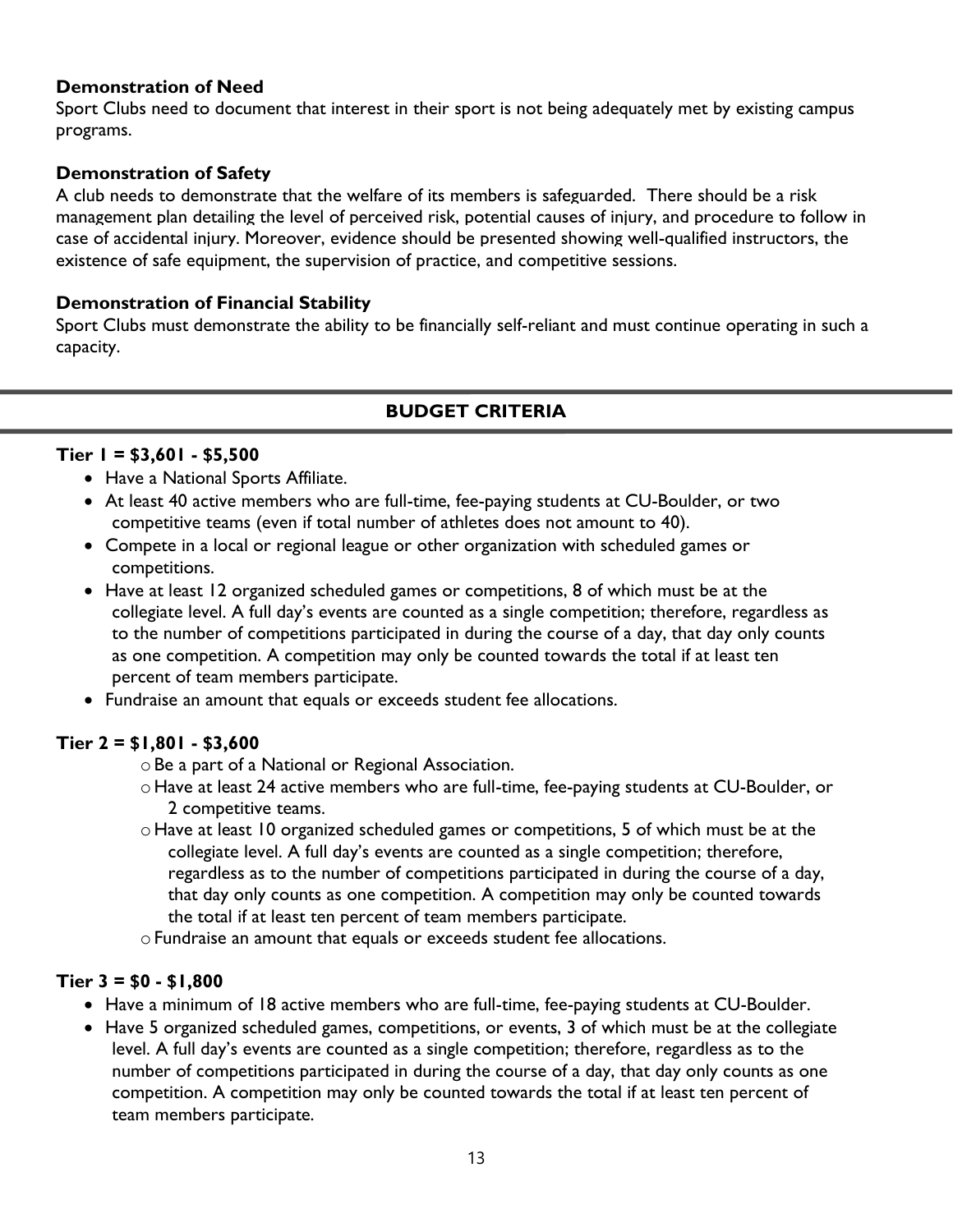**Demonstration of Need**

Sport Clubs need to document that interest in their sport is not being adequately met by existing campus programs.

**Demonstration of Safety**

A club needs to demonstrate that the welfare of its members is safeguarded. There should be a risk management plan detailing the level of perceived risk, potential causes of injury, and procedure to follow in case of accidental injury. Moreover, evidence should be presented showing well-qualified instructors, the existence of safe equipment, the supervision of practice, and competitive sessions.

**Demonstration of Financial Stability**

Sport Clubs must demonstrate the ability to be financially self-reliant and must continue operating in such a capacity.

## BUDGET CRITERIA

**Tier 1 = $3,601 - $5,500**

- Have a National Sports Affiliate.
- At least 40 active members who are full-time, fee-paying students at CU-Boulder, or two competitive teams (even if total number of athletes does not amount to 40).
- Compete in a local or regional league or other organization with scheduled games or competitions.
- Have at least 12 organized scheduled games or competitions, 8 of which must be at the collegiate level. A full day's events are counted as a single competition; therefore, regardless as to the number of competitions participated in during the course of a day, that day only counts as one competition. A competition may only be counted towards the total if at least ten percent of team members participate.
- Fundraise an amount that equals or exceeds student fee allocations.

**Tier 2 = $1,801 - $3,600**

- Be a part of a National or Regional Association.
- Have at least 24 active members who are full-time, fee-paying students at CU-Boulder, or 2 competitive teams.
- Have at least 10 organized scheduled games or competitions, 5 of which must be at the collegiate level. A full day's events are counted as a single competition; therefore, regardless as to the number of competitions participated in during the course of a day, that day only counts as one competition. A competition may only be counted towards the total if at least ten percent of team members participate.
- Fundraise an amount that equals or exceeds student fee allocations.

**Tier 3 = $0 - $1,800**

- Have a minimum of 18 active members who are full-time, fee-paying students at CU-Boulder.
- Have 5 organized scheduled games, competitions, or events, 3 of which must be at the collegiate level. A full day's events are counted as a single competition; therefore, regardless as to the number of competitions participated in during the course of a day, that day only counts as one competition. A competition may only be counted towards the total if at least ten percent of team members participate.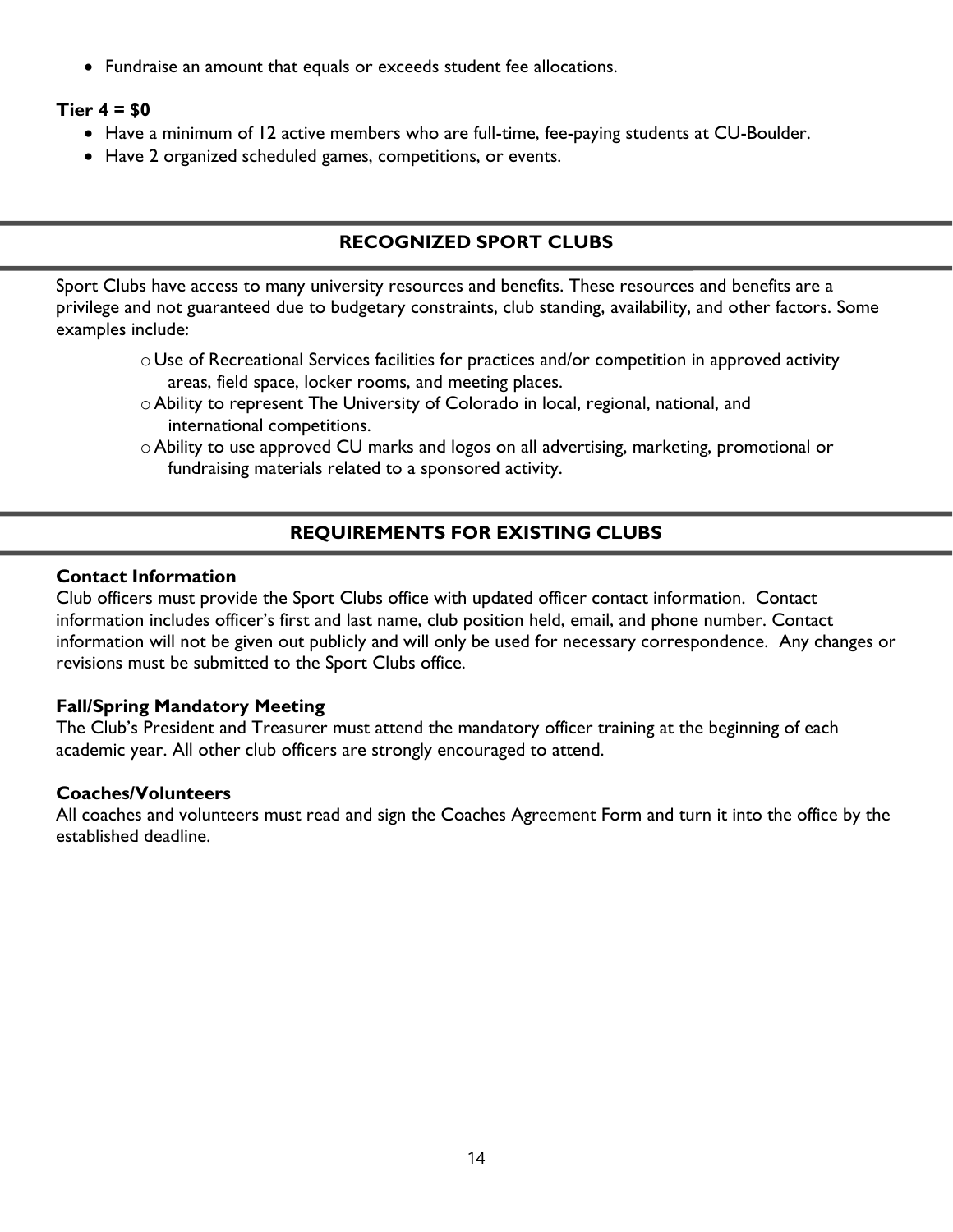- Fundraise an amount that equals or exceeds student fee allocations.

**Tier 4 = $0**

- Have a minimum of 12 active members who are full-time, fee-paying students at CU-Boulder.
- Have 2 organized scheduled games, competitions, or events.

## RECOGNIZED SPORT CLUBS

Sport Clubs have access to many university resources and benefits. These resources and benefits are a privilege and not guaranteed due to budgetary constraints, club standing, availability, and other factors. Some examples include:

- Use of Recreational Services facilities for practices and/or competition in approved activity areas, field space, locker rooms, and meeting places.
- Ability to represent The University of Colorado in local, regional, national, and international competitions.
- Ability to use approved CU marks and logos on all advertising, marketing, promotional or fundraising materials related to a sponsored activity.

## REQUIREMENTS FOR EXISTING CLUBS

**Contact Information**

Club officers must provide the Sport Clubs office with updated officer contact information. Contact information includes officer's first and last name, club position held, email, and phone number. Contact information will not be given out publicly and will only be used for necessary correspondence. Any changes or revisions must be submitted to the Sport Clubs office.

**Fall/Spring Mandatory Meeting**

The Club's President and Treasurer must attend the mandatory officer training at the beginning of each academic year. All other club officers are strongly encouraged to attend.

**Coaches/Volunteers**

All coaches and volunteers must read and sign the Coaches Agreement Form and turn it into the office by the established deadline.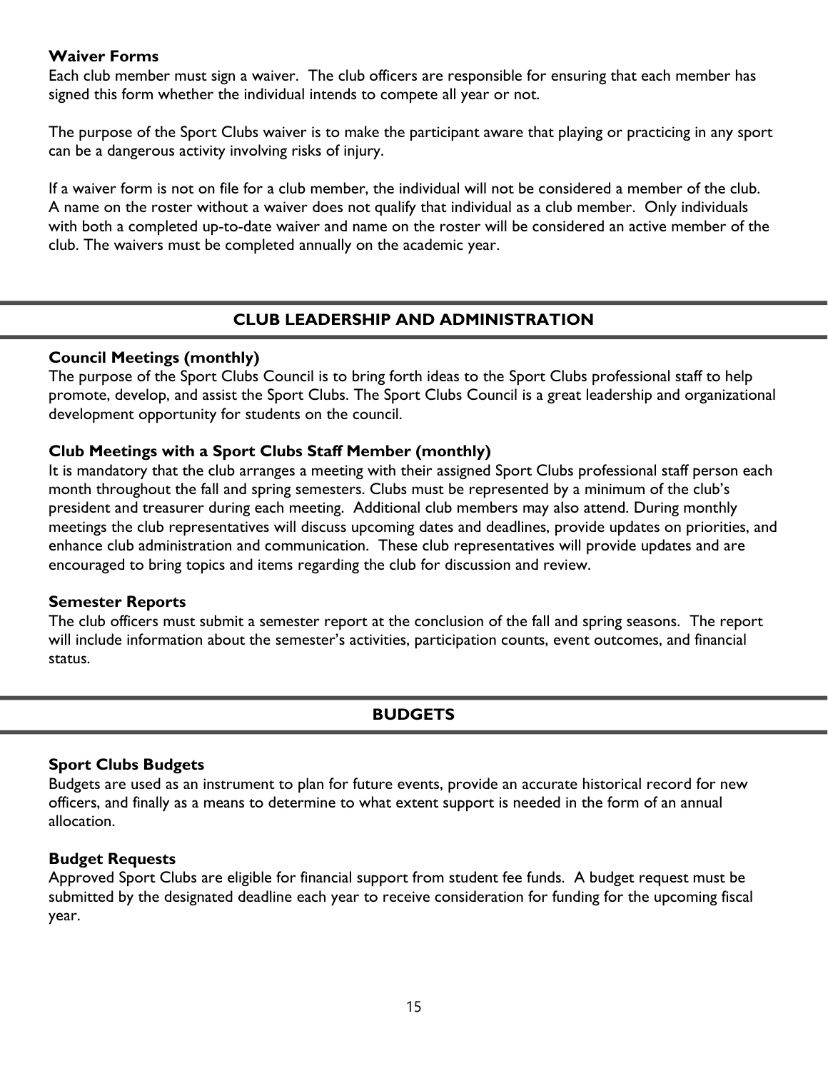### Waiver Forms

Each club member must sign a waiver. The club officers are responsible for ensuring that each member has signed this form whether the individual intends to compete all year or not.

The purpose of the Sport Clubs waiver is to make the participant aware that playing or practicing in any sport can be a dangerous activity involving risks of injury.

If a waiver form is not on file for a club member, the individual will not be considered a member of the club. A name on the roster without a waiver does not qualify that individual as a club member. Only individuals with both a completed up-to-date waiver and name on the roster will be considered an active member of the club. The waivers must be completed annually on the academic year.

## CLUB LEADERSHIP AND ADMINISTRATION

### Council Meetings (monthly)

The purpose of the Sport Clubs Council is to bring forth ideas to the Sport Clubs professional staff to help promote, develop, and assist the Sport Clubs. The Sport Clubs Council is a great leadership and organizational development opportunity for students on the council.

### Club Meetings with a Sport Clubs Staff Member (monthly)

It is mandatory that the club arranges a meeting with their assigned Sport Clubs professional staff person each month throughout the fall and spring semesters. Clubs must be represented by a minimum of the club's president and treasurer during each meeting. Additional club members may also attend. During monthly meetings the club representatives will discuss upcoming dates and deadlines, provide updates on priorities, and enhance club administration and communication. These club representatives will provide updates and are encouraged to bring topics and items regarding the club for discussion and review.

### Semester Reports

The club officers must submit a semester report at the conclusion of the fall and spring seasons. The report will include information about the semester's activities, participation counts, event outcomes, and financial status.

## BUDGETS

### Sport Clubs Budgets

Budgets are used as an instrument to plan for future events, provide an accurate historical record for new officers, and finally as a means to determine to what extent support is needed in the form of an annual allocation.

### Budget Requests

Approved Sport Clubs are eligible for financial support from student fee funds. A budget request must be submitted by the designated deadline each year to receive consideration for funding for the upcoming fiscal year.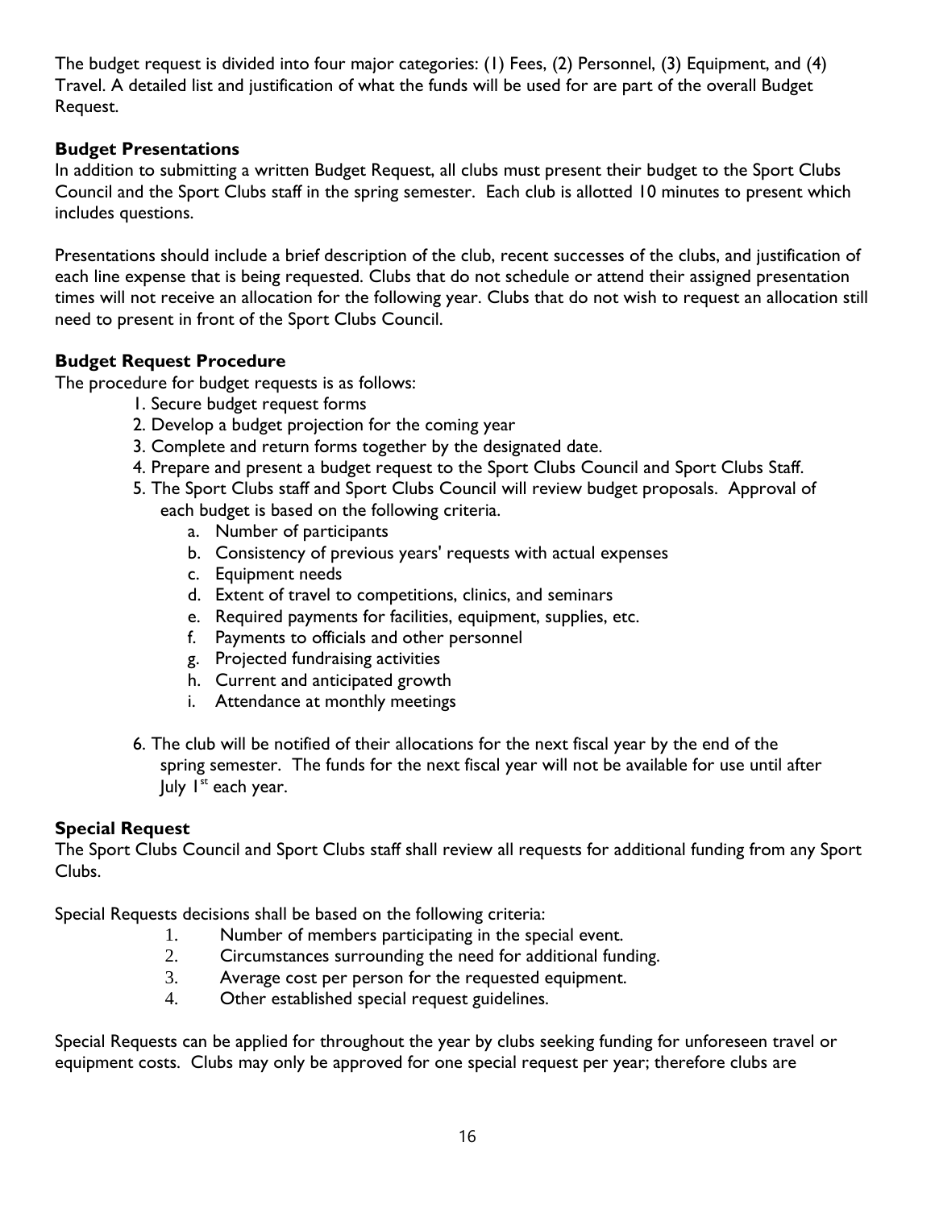The budget request is divided into four major categories: (1) Fees, (2) Personnel, (3) Equipment, and (4) Travel. A detailed list and justification of what the funds will be used for are part of the overall Budget Request.

### Budget Presentations

In addition to submitting a written Budget Request, all clubs must present their budget to the Sport Clubs Council and the Sport Clubs staff in the spring semester. Each club is allotted 10 minutes to present which includes questions.

Presentations should include a brief description of the club, recent successes of the clubs, and justification of each line expense that is being requested. Clubs that do not schedule or attend their assigned presentation times will not receive an allocation for the following year. Clubs that do not wish to request an allocation still need to present in front of the Sport Clubs Council.

### Budget Request Procedure

The procedure for budget requests is as follows:

1. Secure budget request forms
2. Develop a budget projection for the coming year
3. Complete and return forms together by the designated date.
4. Prepare and present a budget request to the Sport Clubs Council and Sport Clubs Staff.
5. The Sport Clubs staff and Sport Clubs Council will review budget proposals. Approval of each budget is based on the following criteria.
   a. Number of participants
   b. Consistency of previous years' requests with actual expenses
   c. Equipment needs
   d. Extent of travel to competitions, clinics, and seminars
   e. Required payments for facilities, equipment, supplies, etc.
   f. Payments to officials and other personnel
   g. Projected fundraising activities
   h. Current and anticipated growth
   i. Attendance at monthly meetings
6. The club will be notified of their allocations for the next fiscal year by the end of the spring semester. The funds for the next fiscal year will not be available for use until after July 1st each year.

### Special Request

The Sport Clubs Council and Sport Clubs staff shall review all requests for additional funding from any Sport Clubs.

Special Requests decisions shall be based on the following criteria:

1. Number of members participating in the special event.
2. Circumstances surrounding the need for additional funding.
3. Average cost per person for the requested equipment.
4. Other established special request guidelines.

Special Requests can be applied for throughout the year by clubs seeking funding for unforeseen travel or equipment costs. Clubs may only be approved for one special request per year; therefore clubs are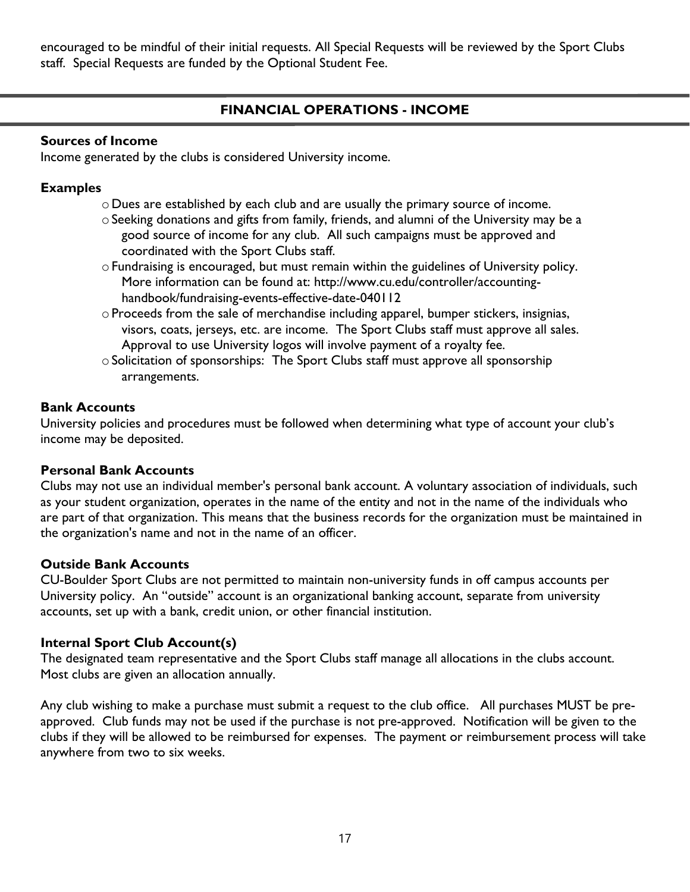encouraged to be mindful of their initial requests. All Special Requests will be reviewed by the Sport Clubs staff. Special Requests are funded by the Optional Student Fee.

## FINANCIAL OPERATIONS - INCOME

**Sources of Income**

Income generated by the clubs is considered University income.

**Examples**

- Dues are established by each club and are usually the primary source of income.
- Seeking donations and gifts from family, friends, and alumni of the University may be a good source of income for any club. All such campaigns must be approved and coordinated with the Sport Clubs staff.
- Fundraising is encouraged, but must remain within the guidelines of University policy. More information can be found at: http://www.cu.edu/controller/accounting-handbook/fundraising-events-effective-date-040112
- Proceeds from the sale of merchandise including apparel, bumper stickers, insignias, visors, coats, jerseys, etc. are income. The Sport Clubs staff must approve all sales. Approval to use University logos will involve payment of a royalty fee.
- Solicitation of sponsorships: The Sport Clubs staff must approve all sponsorship arrangements.

**Bank Accounts**

University policies and procedures must be followed when determining what type of account your club's income may be deposited.

**Personal Bank Accounts**

Clubs may not use an individual member's personal bank account. A voluntary association of individuals, such as your student organization, operates in the name of the entity and not in the name of the individuals who are part of that organization. This means that the business records for the organization must be maintained in the organization's name and not in the name of an officer.

**Outside Bank Accounts**

CU-Boulder Sport Clubs are not permitted to maintain non-university funds in off campus accounts per University policy. An "outside" account is an organizational banking account, separate from university accounts, set up with a bank, credit union, or other financial institution.

**Internal Sport Club Account(s)**

The designated team representative and the Sport Clubs staff manage all allocations in the clubs account. Most clubs are given an allocation annually.

Any club wishing to make a purchase must submit a request to the club office. All purchases MUST be pre-approved. Club funds may not be used if the purchase is not pre-approved. Notification will be given to the clubs if they will be allowed to be reimbursed for expenses. The payment or reimbursement process will take anywhere from two to six weeks.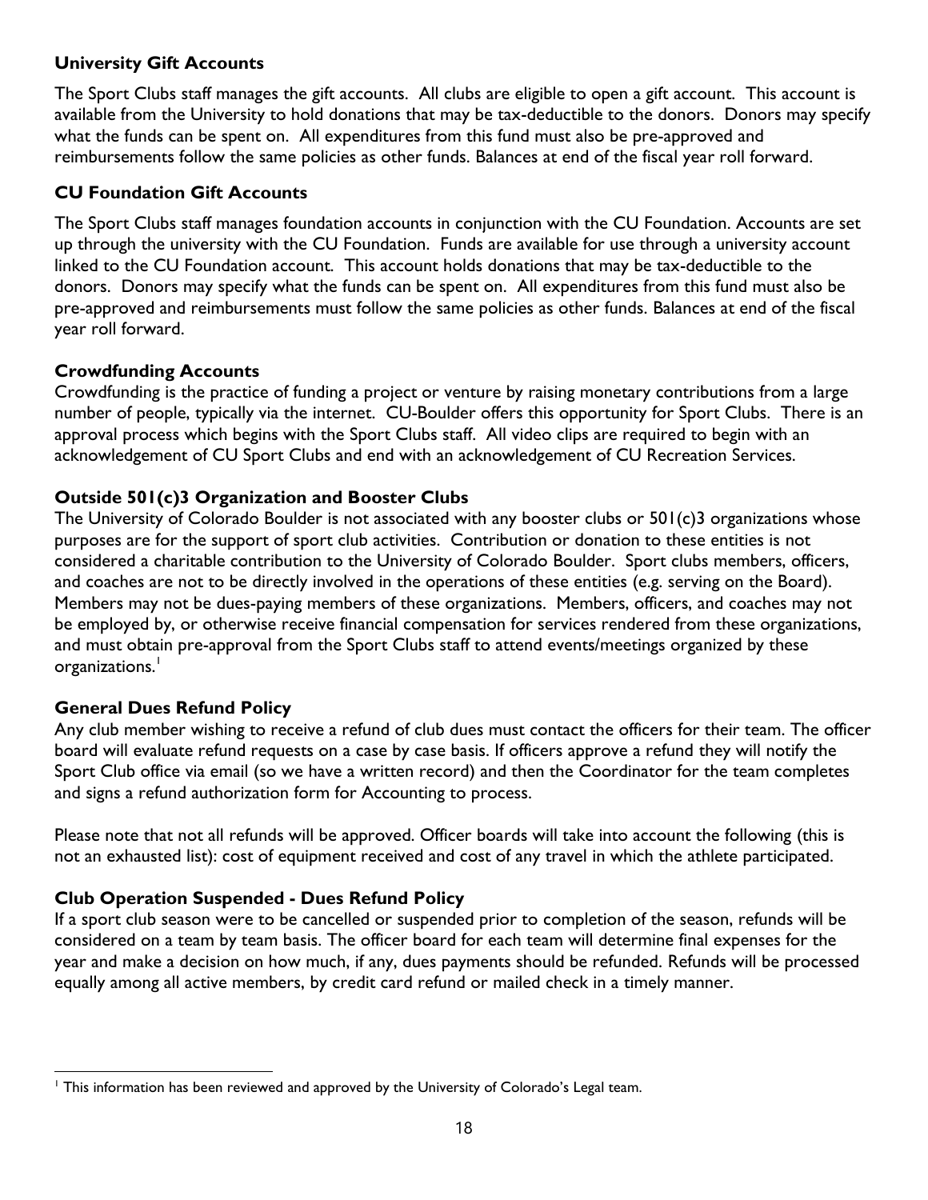### University Gift Accounts

The Sport Clubs staff manages the gift accounts. All clubs are eligible to open a gift account. This account is available from the University to hold donations that may be tax-deductible to the donors. Donors may specify what the funds can be spent on. All expenditures from this fund must also be pre-approved and reimbursements follow the same policies as other funds. Balances at end of the fiscal year roll forward.

### CU Foundation Gift Accounts

The Sport Clubs staff manages foundation accounts in conjunction with the CU Foundation. Accounts are set up through the university with the CU Foundation. Funds are available for use through a university account linked to the CU Foundation account. This account holds donations that may be tax-deductible to the donors. Donors may specify what the funds can be spent on. All expenditures from this fund must also be pre-approved and reimbursements must follow the same policies as other funds. Balances at end of the fiscal year roll forward.

### Crowdfunding Accounts

Crowdfunding is the practice of funding a project or venture by raising monetary contributions from a large number of people, typically via the internet. CU-Boulder offers this opportunity for Sport Clubs. There is an approval process which begins with the Sport Clubs staff. All video clips are required to begin with an acknowledgement of CU Sport Clubs and end with an acknowledgement of CU Recreation Services.

### Outside 501(c)3 Organization and Booster Clubs

The University of Colorado Boulder is not associated with any booster clubs or 501(c)3 organizations whose purposes are for the support of sport club activities. Contribution or donation to these entities is not considered a charitable contribution to the University of Colorado Boulder. Sport clubs members, officers, and coaches are not to be directly involved in the operations of these entities (e.g. serving on the Board). Members may not be dues-paying members of these organizations. Members, officers, and coaches may not be employed by, or otherwise receive financial compensation for services rendered from these organizations, and must obtain pre-approval from the Sport Clubs staff to attend events/meetings organized by these organizations.[1]

### General Dues Refund Policy

Any club member wishing to receive a refund of club dues must contact the officers for their team. The officer board will evaluate refund requests on a case by case basis. If officers approve a refund they will notify the Sport Club office via email (so we have a written record) and then the Coordinator for the team completes and signs a refund authorization form for Accounting to process.

Please note that not all refunds will be approved. Officer boards will take into account the following (this is not an exhausted list): cost of equipment received and cost of any travel in which the athlete participated.

### Club Operation Suspended - Dues Refund Policy

If a sport club season were to be cancelled or suspended prior to completion of the season, refunds will be considered on a team by team basis. The officer board for each team will determine final expenses for the year and make a decision on how much, if any, dues payments should be refunded. Refunds will be processed equally among all active members, by credit card refund or mailed check in a timely manner.

---

[1] This information has been reviewed and approved by the University of Colorado's Legal team.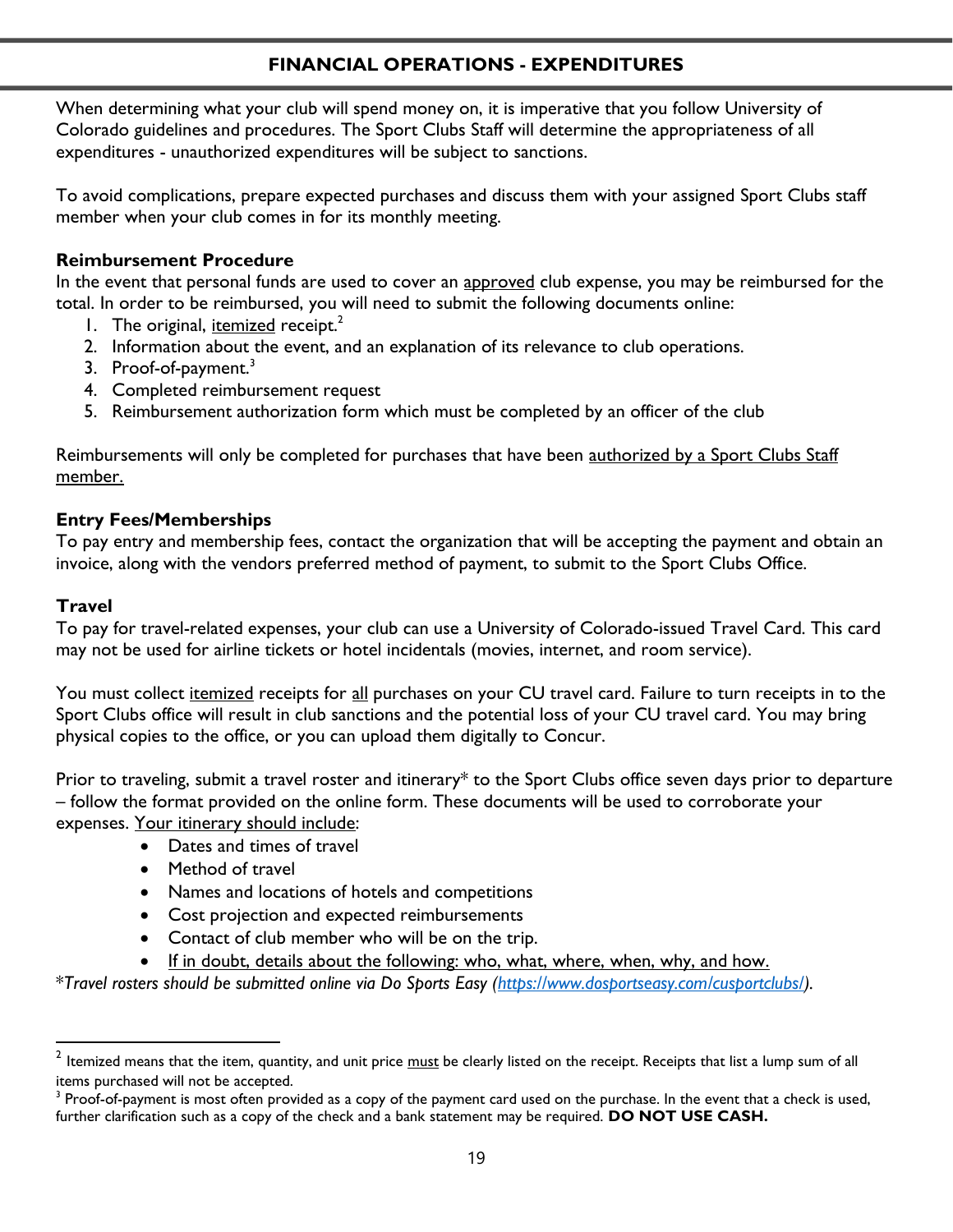## FINANCIAL OPERATIONS - EXPENDITURES

When determining what your club will spend money on, it is imperative that you follow University of Colorado guidelines and procedures. The Sport Clubs Staff will determine the appropriateness of all expenditures - unauthorized expenditures will be subject to sanctions.

To avoid complications, prepare expected purchases and discuss them with your assigned Sport Clubs staff member when your club comes in for its monthly meeting.

**Reimbursement Procedure**

In the event that personal funds are used to cover an approved club expense, you may be reimbursed for the total. In order to be reimbursed, you will need to submit the following documents online:

1. The original, itemized receipt.[2]
2. Information about the event, and an explanation of its relevance to club operations.
3. Proof-of-payment.[3]
4. Completed reimbursement request
5. Reimbursement authorization form which must be completed by an officer of the club

Reimbursements will only be completed for purchases that have been authorized by a Sport Clubs Staff member.

**Entry Fees/Memberships**

To pay entry and membership fees, contact the organization that will be accepting the payment and obtain an invoice, along with the vendors preferred method of payment, to submit to the Sport Clubs Office.

**Travel**

To pay for travel-related expenses, your club can use a University of Colorado-issued Travel Card. This card may not be used for airline tickets or hotel incidentals (movies, internet, and room service).

You must collect itemized receipts for all purchases on your CU travel card. Failure to turn receipts in to the Sport Clubs office will result in club sanctions and the potential loss of your CU travel card. You may bring physical copies to the office, or you can upload them digitally to Concur.

Prior to traveling, submit a travel roster and itinerary* to the Sport Clubs office seven days prior to departure – follow the format provided on the online form. These documents will be used to corroborate your expenses. Your itinerary should include:

- Dates and times of travel
- Method of travel
- Names and locations of hotels and competitions
- Cost projection and expected reimbursements
- Contact of club member who will be on the trip.
- If in doubt, details about the following: who, what, where, when, why, and how.

**Travel rosters should be submitted online via Do Sports Easy (https://www.dosportseasy.com/cusportclubs/).*

---

[2] Itemized means that the item, quantity, and unit price must be clearly listed on the receipt. Receipts that list a lump sum of all items purchased will not be accepted.

[3] Proof-of-payment is most often provided as a copy of the payment card used on the purchase. In the event that a check is used, further clarification such as a copy of the check and a bank statement may be required. **DO NOT USE CASH.**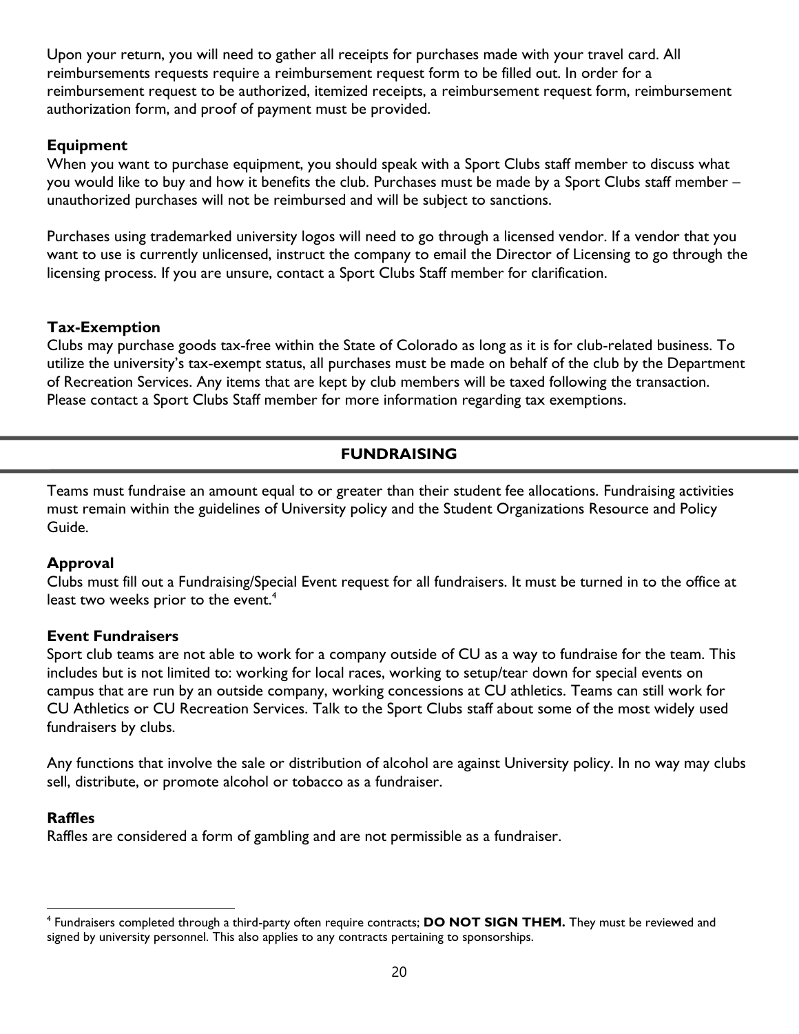Upon your return, you will need to gather all receipts for purchases made with your travel card. All reimbursements requests require a reimbursement request form to be filled out. In order for a reimbursement request to be authorized, itemized receipts, a reimbursement request form, reimbursement authorization form, and proof of payment must be provided.

### Equipment

When you want to purchase equipment, you should speak with a Sport Clubs staff member to discuss what you would like to buy and how it benefits the club. Purchases must be made by a Sport Clubs staff member – unauthorized purchases will not be reimbursed and will be subject to sanctions.

Purchases using trademarked university logos will need to go through a licensed vendor. If a vendor that you want to use is currently unlicensed, instruct the company to email the Director of Licensing to go through the licensing process. If you are unsure, contact a Sport Clubs Staff member for clarification.

### Tax-Exemption

Clubs may purchase goods tax-free within the State of Colorado as long as it is for club-related business. To utilize the university's tax-exempt status, all purchases must be made on behalf of the club by the Department of Recreation Services. Any items that are kept by club members will be taxed following the transaction. Please contact a Sport Clubs Staff member for more information regarding tax exemptions.

## FUNDRAISING

Teams must fundraise an amount equal to or greater than their student fee allocations. Fundraising activities must remain within the guidelines of University policy and the Student Organizations Resource and Policy Guide.

### Approval

Clubs must fill out a Fundraising/Special Event request for all fundraisers. It must be turned in to the office at least two weeks prior to the event.[4]

### Event Fundraisers

Sport club teams are not able to work for a company outside of CU as a way to fundraise for the team. This includes but is not limited to: working for local races, working to setup/tear down for special events on campus that are run by an outside company, working concessions at CU athletics. Teams can still work for CU Athletics or CU Recreation Services. Talk to the Sport Clubs staff about some of the most widely used fundraisers by clubs.

Any functions that involve the sale or distribution of alcohol are against University policy. In no way may clubs sell, distribute, or promote alcohol or tobacco as a fundraiser.

### Raffles

Raffles are considered a form of gambling and are not permissible as a fundraiser.

---

[4] Fundraisers completed through a third-party often require contracts; **DO NOT SIGN THEM.** They must be reviewed and signed by university personnel. This also applies to any contracts pertaining to sponsorships.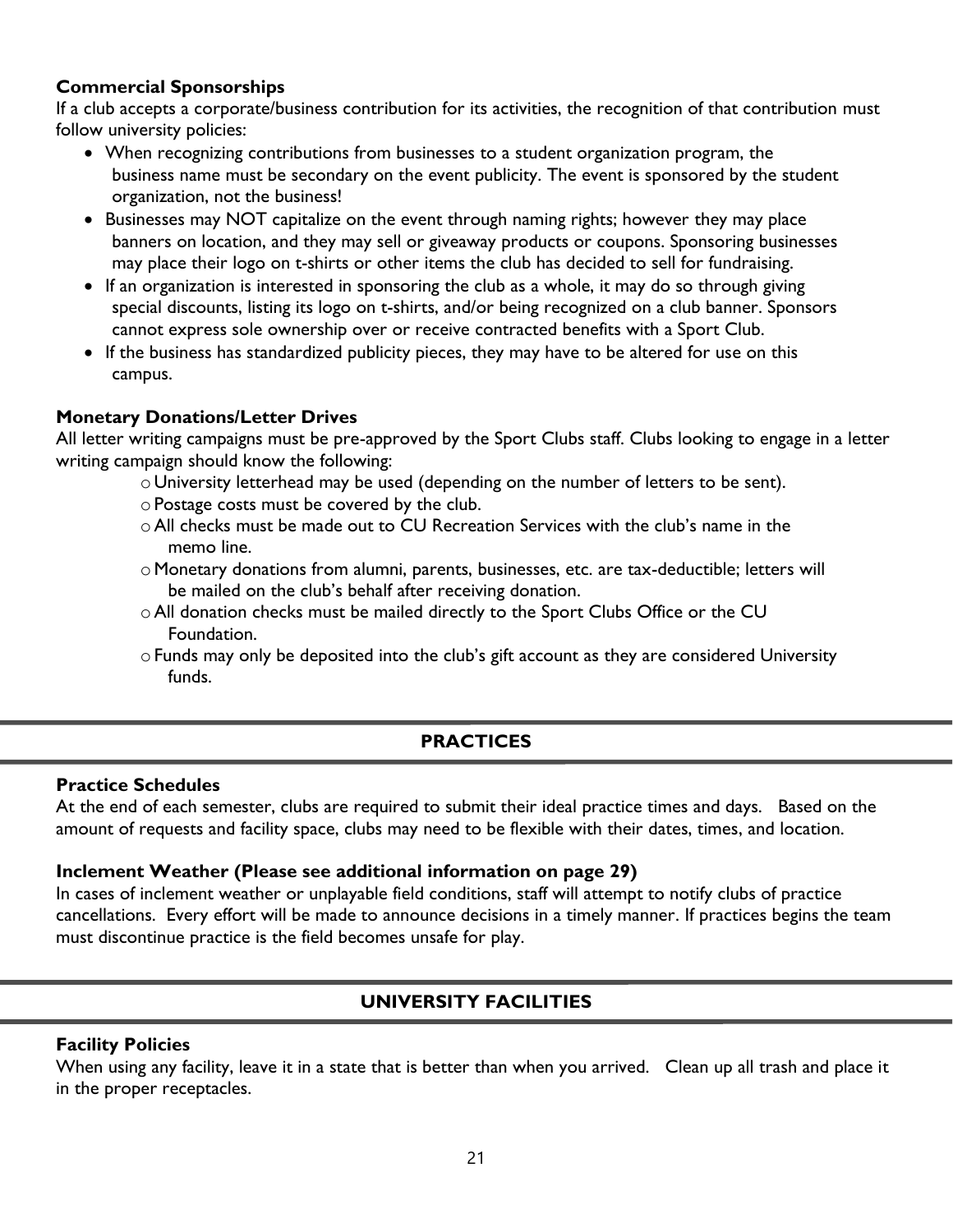**Commercial Sponsorships**

If a club accepts a corporate/business contribution for its activities, the recognition of that contribution must follow university policies:

- When recognizing contributions from businesses to a student organization program, the business name must be secondary on the event publicity. The event is sponsored by the student organization, not the business!
- Businesses may NOT capitalize on the event through naming rights; however they may place banners on location, and they may sell or giveaway products or coupons. Sponsoring businesses may place their logo on t-shirts or other items the club has decided to sell for fundraising.
- If an organization is interested in sponsoring the club as a whole, it may do so through giving special discounts, listing its logo on t-shirts, and/or being recognized on a club banner. Sponsors cannot express sole ownership over or receive contracted benefits with a Sport Club.
- If the business has standardized publicity pieces, they may have to be altered for use on this campus.

**Monetary Donations/Letter Drives**

All letter writing campaigns must be pre-approved by the Sport Clubs staff. Clubs looking to engage in a letter writing campaign should know the following:

- University letterhead may be used (depending on the number of letters to be sent).
- Postage costs must be covered by the club.
- All checks must be made out to CU Recreation Services with the club's name in the memo line.
- Monetary donations from alumni, parents, businesses, etc. are tax-deductible; letters will be mailed on the club's behalf after receiving donation.
- All donation checks must be mailed directly to the Sport Clubs Office or the CU Foundation.
- Funds may only be deposited into the club's gift account as they are considered University funds.

## PRACTICES

**Practice Schedules**

At the end of each semester, clubs are required to submit their ideal practice times and days. Based on the amount of requests and facility space, clubs may need to be flexible with their dates, times, and location.

**Inclement Weather (Please see additional information on page 29)**

In cases of inclement weather or unplayable field conditions, staff will attempt to notify clubs of practice cancellations. Every effort will be made to announce decisions in a timely manner. If practices begins the team must discontinue practice is the field becomes unsafe for play.

## UNIVERSITY FACILITIES

**Facility Policies**

When using any facility, leave it in a state that is better than when you arrived. Clean up all trash and place it in the proper receptacles.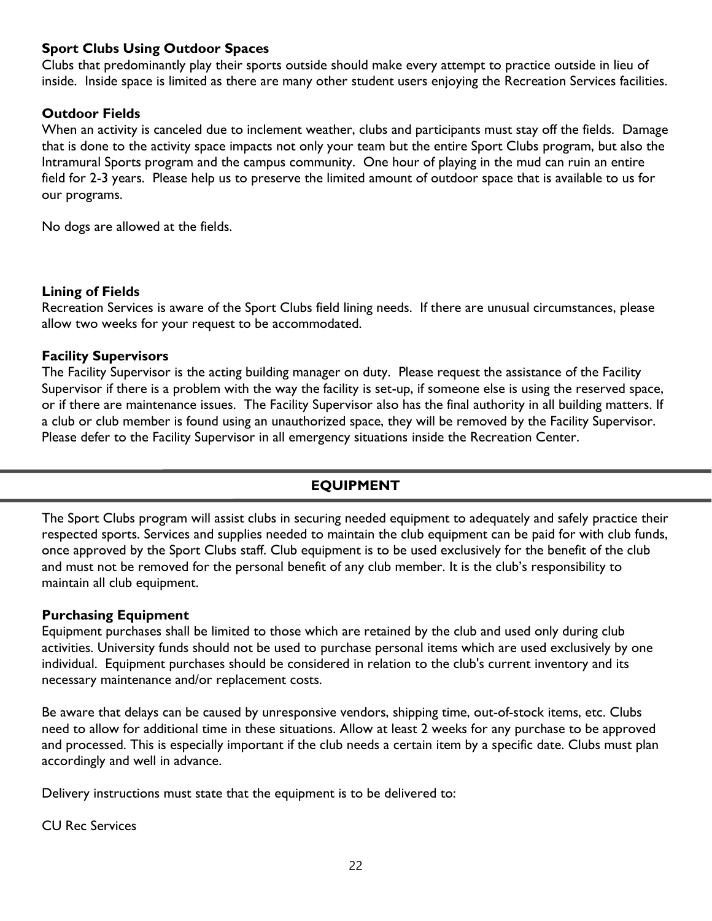### Sport Clubs Using Outdoor Spaces

Clubs that predominantly play their sports outside should make every attempt to practice outside in lieu of inside. Inside space is limited as there are many other student users enjoying the Recreation Services facilities.

### Outdoor Fields

When an activity is canceled due to inclement weather, clubs and participants must stay off the fields. Damage that is done to the activity space impacts not only your team but the entire Sport Clubs program, but also the Intramural Sports program and the campus community. One hour of playing in the mud can ruin an entire field for 2-3 years. Please help us to preserve the limited amount of outdoor space that is available to us for our programs.

No dogs are allowed at the fields.

### Lining of Fields

Recreation Services is aware of the Sport Clubs field lining needs. If there are unusual circumstances, please allow two weeks for your request to be accommodated.

### Facility Supervisors

The Facility Supervisor is the acting building manager on duty. Please request the assistance of the Facility Supervisor if there is a problem with the way the facility is set-up, if someone else is using the reserved space, or if there are maintenance issues. The Facility Supervisor also has the final authority in all building matters. If a club or club member is found using an unauthorized space, they will be removed by the Facility Supervisor. Please defer to the Facility Supervisor in all emergency situations inside the Recreation Center.

## EQUIPMENT

The Sport Clubs program will assist clubs in securing needed equipment to adequately and safely practice their respected sports. Services and supplies needed to maintain the club equipment can be paid for with club funds, once approved by the Sport Clubs staff. Club equipment is to be used exclusively for the benefit of the club and must not be removed for the personal benefit of any club member. It is the club's responsibility to maintain all club equipment.

### Purchasing Equipment

Equipment purchases shall be limited to those which are retained by the club and used only during club activities. University funds should not be used to purchase personal items which are used exclusively by one individual. Equipment purchases should be considered in relation to the club's current inventory and its necessary maintenance and/or replacement costs.

Be aware that delays can be caused by unresponsive vendors, shipping time, out-of-stock items, etc. Clubs need to allow for additional time in these situations. Allow at least 2 weeks for any purchase to be approved and processed. This is especially important if the club needs a certain item by a specific date. Clubs must plan accordingly and well in advance.

Delivery instructions must state that the equipment is to be delivered to:

CU Rec Services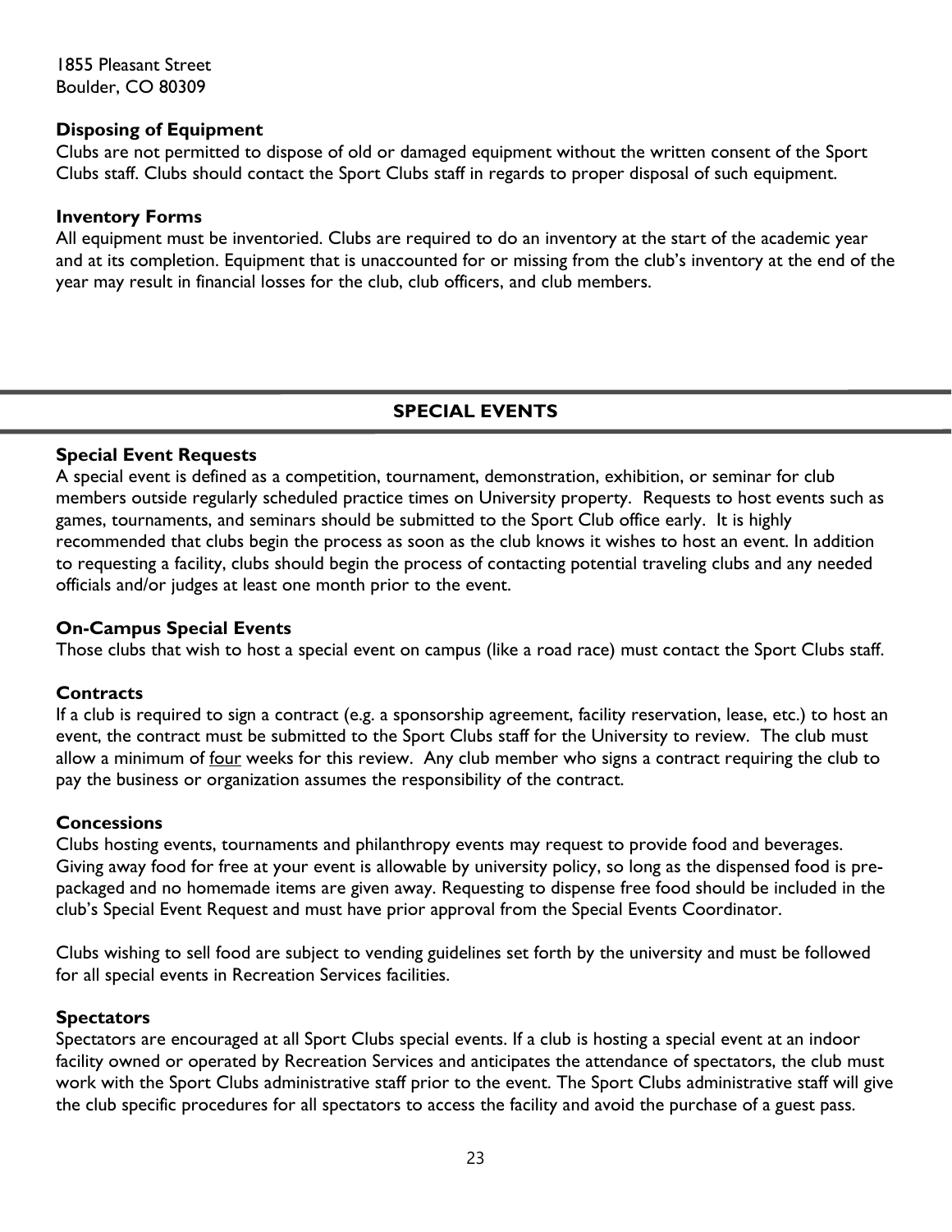1855 Pleasant Street
Boulder, CO 80309

### Disposing of Equipment

Clubs are not permitted to dispose of old or damaged equipment without the written consent of the Sport Clubs staff. Clubs should contact the Sport Clubs staff in regards to proper disposal of such equipment.

### Inventory Forms

All equipment must be inventoried. Clubs are required to do an inventory at the start of the academic year and at its completion. Equipment that is unaccounted for or missing from the club's inventory at the end of the year may result in financial losses for the club, club officers, and club members.

## SPECIAL EVENTS

### Special Event Requests

A special event is defined as a competition, tournament, demonstration, exhibition, or seminar for club members outside regularly scheduled practice times on University property. Requests to host events such as games, tournaments, and seminars should be submitted to the Sport Club office early. It is highly recommended that clubs begin the process as soon as the club knows it wishes to host an event. In addition to requesting a facility, clubs should begin the process of contacting potential traveling clubs and any needed officials and/or judges at least one month prior to the event.

### On-Campus Special Events

Those clubs that wish to host a special event on campus (like a road race) must contact the Sport Clubs staff.

### Contracts

If a club is required to sign a contract (e.g. a sponsorship agreement, facility reservation, lease, etc.) to host an event, the contract must be submitted to the Sport Clubs staff for the University to review. The club must allow a minimum of <u>four</u> weeks for this review. Any club member who signs a contract requiring the club to pay the business or organization assumes the responsibility of the contract.

### Concessions

Clubs hosting events, tournaments and philanthropy events may request to provide food and beverages. Giving away food for free at your event is allowable by university policy, so long as the dispensed food is pre-packaged and no homemade items are given away. Requesting to dispense free food should be included in the club's Special Event Request and must have prior approval from the Special Events Coordinator.

Clubs wishing to sell food are subject to vending guidelines set forth by the university and must be followed for all special events in Recreation Services facilities.

### Spectators

Spectators are encouraged at all Sport Clubs special events. If a club is hosting a special event at an indoor facility owned or operated by Recreation Services and anticipates the attendance of spectators, the club must work with the Sport Clubs administrative staff prior to the event. The Sport Clubs administrative staff will give the club specific procedures for all spectators to access the facility and avoid the purchase of a guest pass.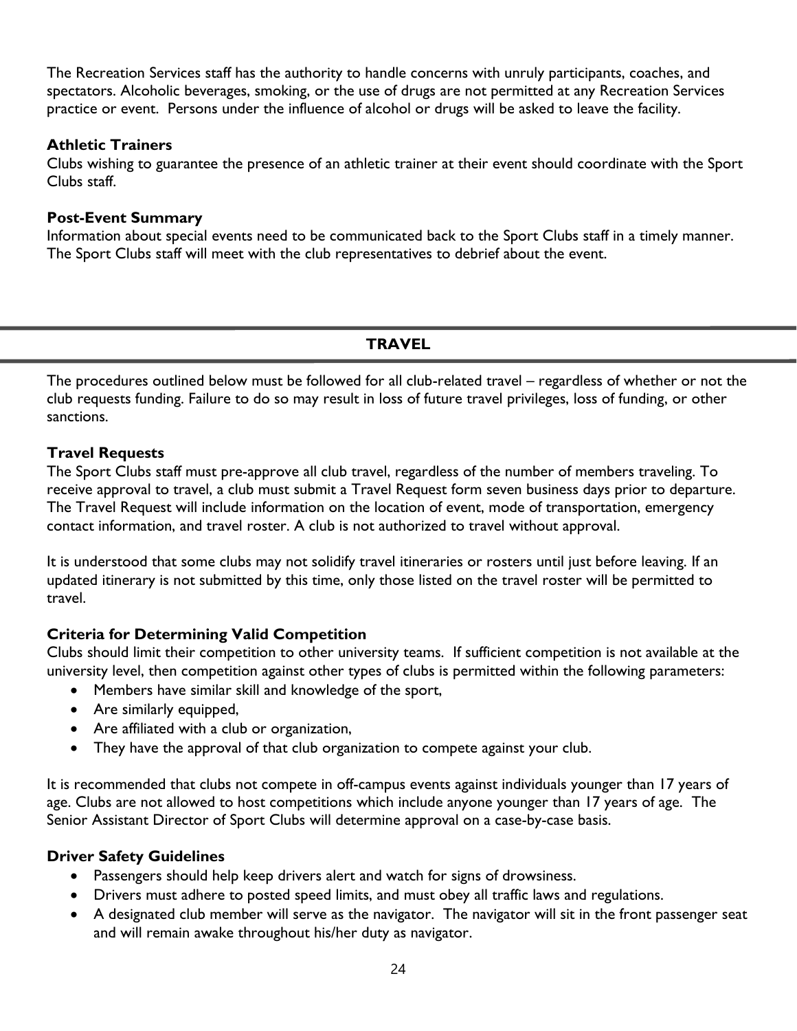The Recreation Services staff has the authority to handle concerns with unruly participants, coaches, and spectators. Alcoholic beverages, smoking, or the use of drugs are not permitted at any Recreation Services practice or event. Persons under the influence of alcohol or drugs will be asked to leave the facility.

### Athletic Trainers

Clubs wishing to guarantee the presence of an athletic trainer at their event should coordinate with the Sport Clubs staff.

### Post-Event Summary

Information about special events need to be communicated back to the Sport Clubs staff in a timely manner. The Sport Clubs staff will meet with the club representatives to debrief about the event.

## TRAVEL

The procedures outlined below must be followed for all club-related travel – regardless of whether or not the club requests funding. Failure to do so may result in loss of future travel privileges, loss of funding, or other sanctions.

### Travel Requests

The Sport Clubs staff must pre-approve all club travel, regardless of the number of members traveling. To receive approval to travel, a club must submit a Travel Request form seven business days prior to departure. The Travel Request will include information on the location of event, mode of transportation, emergency contact information, and travel roster. A club is not authorized to travel without approval.

It is understood that some clubs may not solidify travel itineraries or rosters until just before leaving. If an updated itinerary is not submitted by this time, only those listed on the travel roster will be permitted to travel.

### Criteria for Determining Valid Competition

Clubs should limit their competition to other university teams. If sufficient competition is not available at the university level, then competition against other types of clubs is permitted within the following parameters:

- Members have similar skill and knowledge of the sport,
- Are similarly equipped,
- Are affiliated with a club or organization,
- They have the approval of that club organization to compete against your club.

It is recommended that clubs not compete in off-campus events against individuals younger than 17 years of age. Clubs are not allowed to host competitions which include anyone younger than 17 years of age. The Senior Assistant Director of Sport Clubs will determine approval on a case-by-case basis.

### Driver Safety Guidelines

- Passengers should help keep drivers alert and watch for signs of drowsiness.
- Drivers must adhere to posted speed limits, and must obey all traffic laws and regulations.
- A designated club member will serve as the navigator. The navigator will sit in the front passenger seat and will remain awake throughout his/her duty as navigator.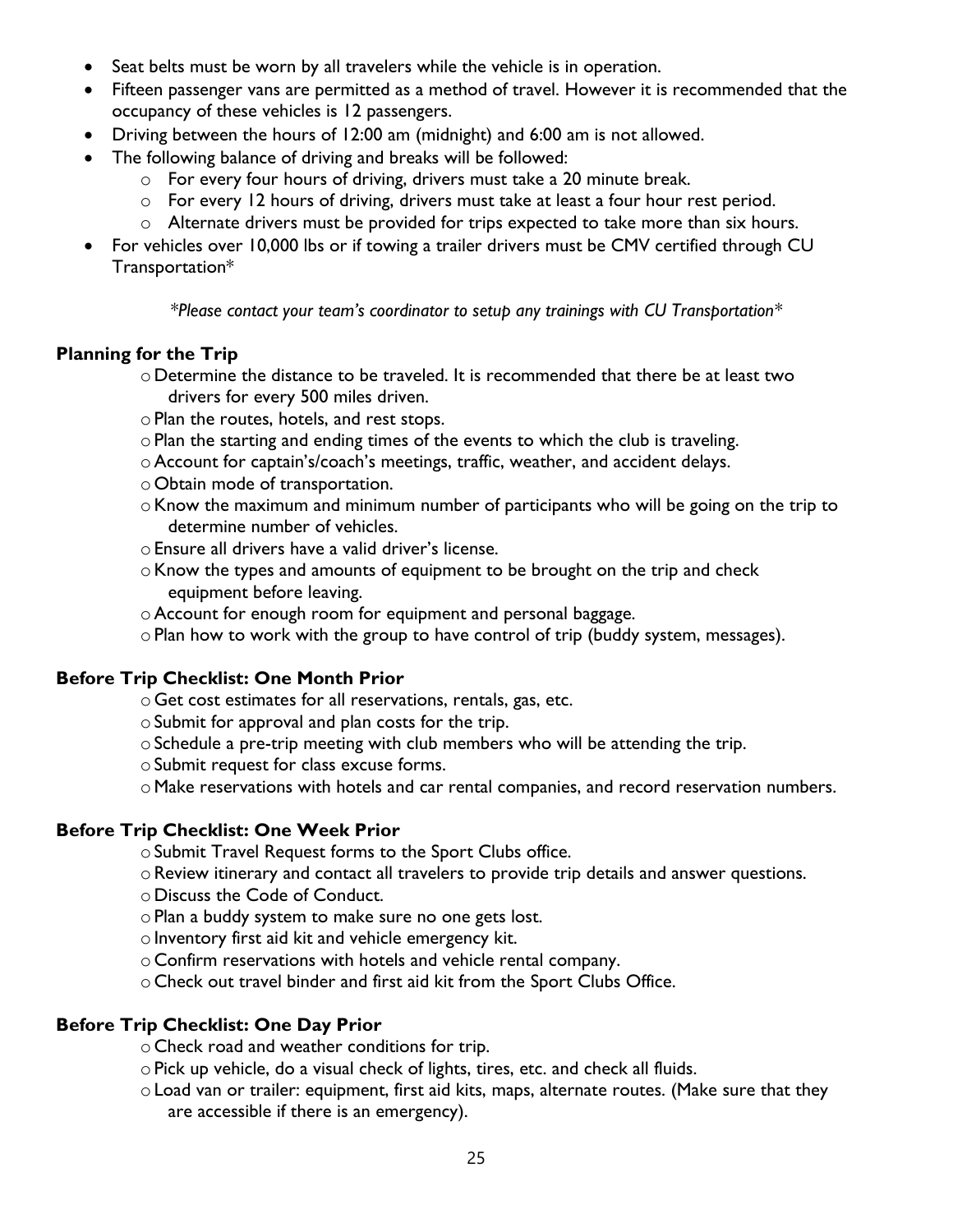- Seat belts must be worn by all travelers while the vehicle is in operation.
- Fifteen passenger vans are permitted as a method of travel. However it is recommended that the occupancy of these vehicles is 12 passengers.
- Driving between the hours of 12:00 am (midnight) and 6:00 am is not allowed.
- The following balance of driving and breaks will be followed:
  - For every four hours of driving, drivers must take a 20 minute break.
  - For every 12 hours of driving, drivers must take at least a four hour rest period.
  - Alternate drivers must be provided for trips expected to take more than six hours.
- For vehicles over 10,000 lbs or if towing a trailer drivers must be CMV certified through CU Transportation*

*\*Please contact your team's coordinator to setup any trainings with CU Transportation\**

### Planning for the Trip

- Determine the distance to be traveled. It is recommended that there be at least two drivers for every 500 miles driven.
- Plan the routes, hotels, and rest stops.
- Plan the starting and ending times of the events to which the club is traveling.
- Account for captain's/coach's meetings, traffic, weather, and accident delays.
- Obtain mode of transportation.
- Know the maximum and minimum number of participants who will be going on the trip to determine number of vehicles.
- Ensure all drivers have a valid driver's license.
- Know the types and amounts of equipment to be brought on the trip and check equipment before leaving.
- Account for enough room for equipment and personal baggage.
- Plan how to work with the group to have control of trip (buddy system, messages).

### Before Trip Checklist: One Month Prior

- Get cost estimates for all reservations, rentals, gas, etc.
- Submit for approval and plan costs for the trip.
- Schedule a pre-trip meeting with club members who will be attending the trip.
- Submit request for class excuse forms.
- Make reservations with hotels and car rental companies, and record reservation numbers.

### Before Trip Checklist: One Week Prior

- Submit Travel Request forms to the Sport Clubs office.
- Review itinerary and contact all travelers to provide trip details and answer questions.
- Discuss the Code of Conduct.
- Plan a buddy system to make sure no one gets lost.
- Inventory first aid kit and vehicle emergency kit.
- Confirm reservations with hotels and vehicle rental company.
- Check out travel binder and first aid kit from the Sport Clubs Office.

### Before Trip Checklist: One Day Prior

- Check road and weather conditions for trip.
- Pick up vehicle, do a visual check of lights, tires, etc. and check all fluids.
- Load van or trailer: equipment, first aid kits, maps, alternate routes. (Make sure that they are accessible if there is an emergency).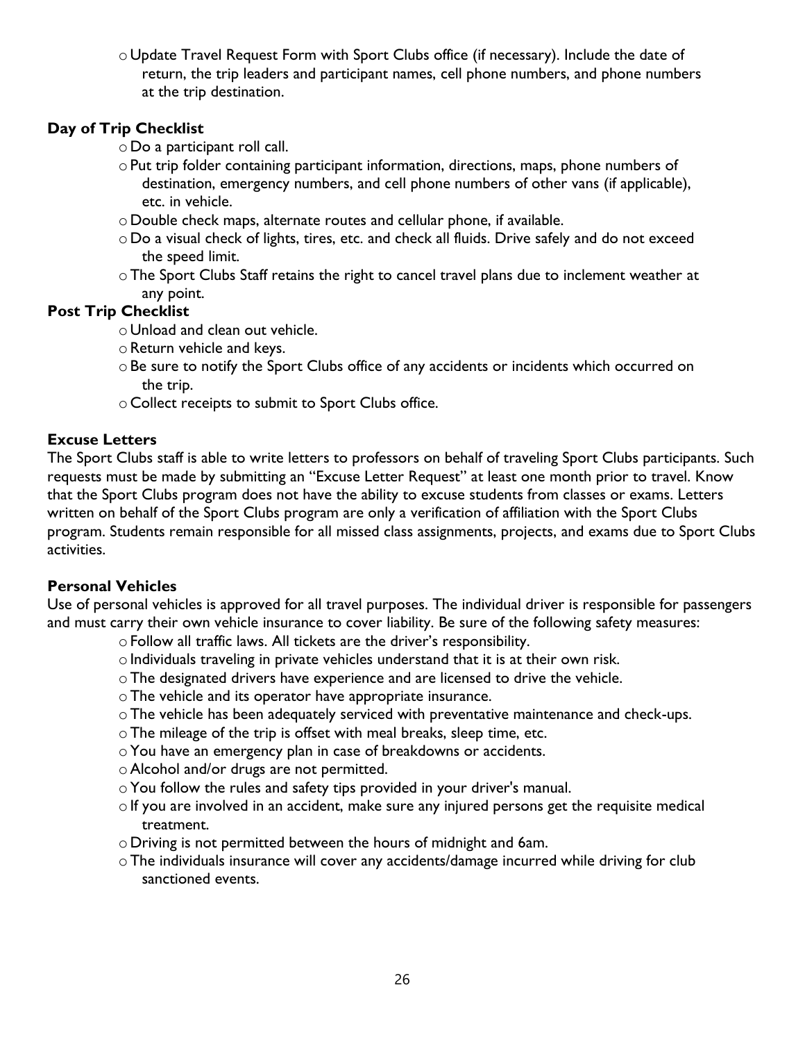- Update Travel Request Form with Sport Clubs office (if necessary). Include the date of return, the trip leaders and participant names, cell phone numbers, and phone numbers at the trip destination.

**Day of Trip Checklist**

- Do a participant roll call.
- Put trip folder containing participant information, directions, maps, phone numbers of destination, emergency numbers, and cell phone numbers of other vans (if applicable), etc. in vehicle.
- Double check maps, alternate routes and cellular phone, if available.
- Do a visual check of lights, tires, etc. and check all fluids. Drive safely and do not exceed the speed limit.
- The Sport Clubs Staff retains the right to cancel travel plans due to inclement weather at any point.

**Post Trip Checklist**

- Unload and clean out vehicle.
- Return vehicle and keys.
- Be sure to notify the Sport Clubs office of any accidents or incidents which occurred on the trip.
- Collect receipts to submit to Sport Clubs office.

**Excuse Letters**

The Sport Clubs staff is able to write letters to professors on behalf of traveling Sport Clubs participants. Such requests must be made by submitting an "Excuse Letter Request" at least one month prior to travel. Know that the Sport Clubs program does not have the ability to excuse students from classes or exams. Letters written on behalf of the Sport Clubs program are only a verification of affiliation with the Sport Clubs program. Students remain responsible for all missed class assignments, projects, and exams due to Sport Clubs activities.

**Personal Vehicles**

Use of personal vehicles is approved for all travel purposes. The individual driver is responsible for passengers and must carry their own vehicle insurance to cover liability. Be sure of the following safety measures:

- Follow all traffic laws. All tickets are the driver's responsibility.
- Individuals traveling in private vehicles understand that it is at their own risk.
- The designated drivers have experience and are licensed to drive the vehicle.
- The vehicle and its operator have appropriate insurance.
- The vehicle has been adequately serviced with preventative maintenance and check-ups.
- The mileage of the trip is offset with meal breaks, sleep time, etc.
- You have an emergency plan in case of breakdowns or accidents.
- Alcohol and/or drugs are not permitted.
- You follow the rules and safety tips provided in your driver's manual.
- If you are involved in an accident, make sure any injured persons get the requisite medical treatment.
- Driving is not permitted between the hours of midnight and 6am.
- The individuals insurance will cover any accidents/damage incurred while driving for club sanctioned events.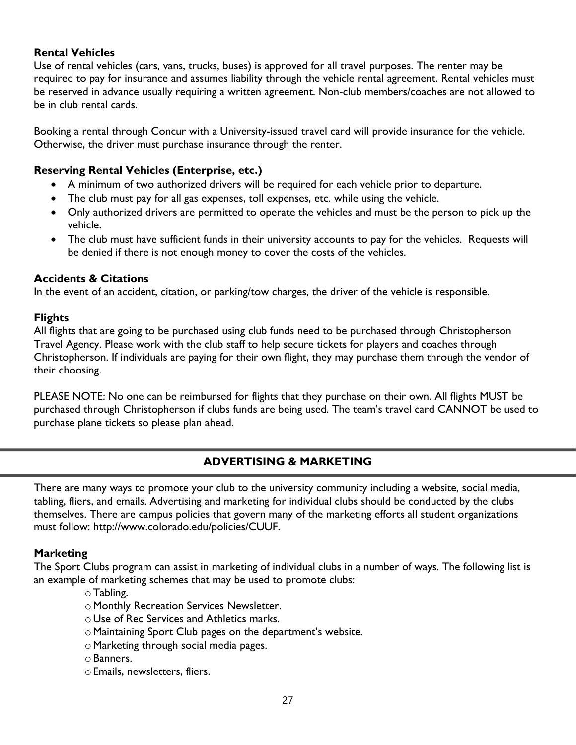### Rental Vehicles

Use of rental vehicles (cars, vans, trucks, buses) is approved for all travel purposes. The renter may be required to pay for insurance and assumes liability through the vehicle rental agreement. Rental vehicles must be reserved in advance usually requiring a written agreement. Non-club members/coaches are not allowed to be in club rental cards.

Booking a rental through Concur with a University-issued travel card will provide insurance for the vehicle. Otherwise, the driver must purchase insurance through the renter.

### Reserving Rental Vehicles (Enterprise, etc.)

- A minimum of two authorized drivers will be required for each vehicle prior to departure.
- The club must pay for all gas expenses, toll expenses, etc. while using the vehicle.
- Only authorized drivers are permitted to operate the vehicles and must be the person to pick up the vehicle.
- The club must have sufficient funds in their university accounts to pay for the vehicles. Requests will be denied if there is not enough money to cover the costs of the vehicles.

### Accidents & Citations

In the event of an accident, citation, or parking/tow charges, the driver of the vehicle is responsible.

### Flights

All flights that are going to be purchased using club funds need to be purchased through Christopherson Travel Agency. Please work with the club staff to help secure tickets for players and coaches through Christopherson. If individuals are paying for their own flight, they may purchase them through the vendor of their choosing.

PLEASE NOTE: No one can be reimbursed for flights that they purchase on their own. All flights MUST be purchased through Christopherson if clubs funds are being used. The team's travel card CANNOT be used to purchase plane tickets so please plan ahead.

## ADVERTISING & MARKETING

There are many ways to promote your club to the university community including a website, social media, tabling, fliers, and emails. Advertising and marketing for individual clubs should be conducted by the clubs themselves. There are campus policies that govern many of the marketing efforts all student organizations must follow: http://www.colorado.edu/policies/CUUF.

### Marketing

The Sport Clubs program can assist in marketing of individual clubs in a number of ways. The following list is an example of marketing schemes that may be used to promote clubs:

- Tabling.
- Monthly Recreation Services Newsletter.
- Use of Rec Services and Athletics marks.
- Maintaining Sport Club pages on the department's website.
- Marketing through social media pages.
- Banners.
- Emails, newsletters, fliers.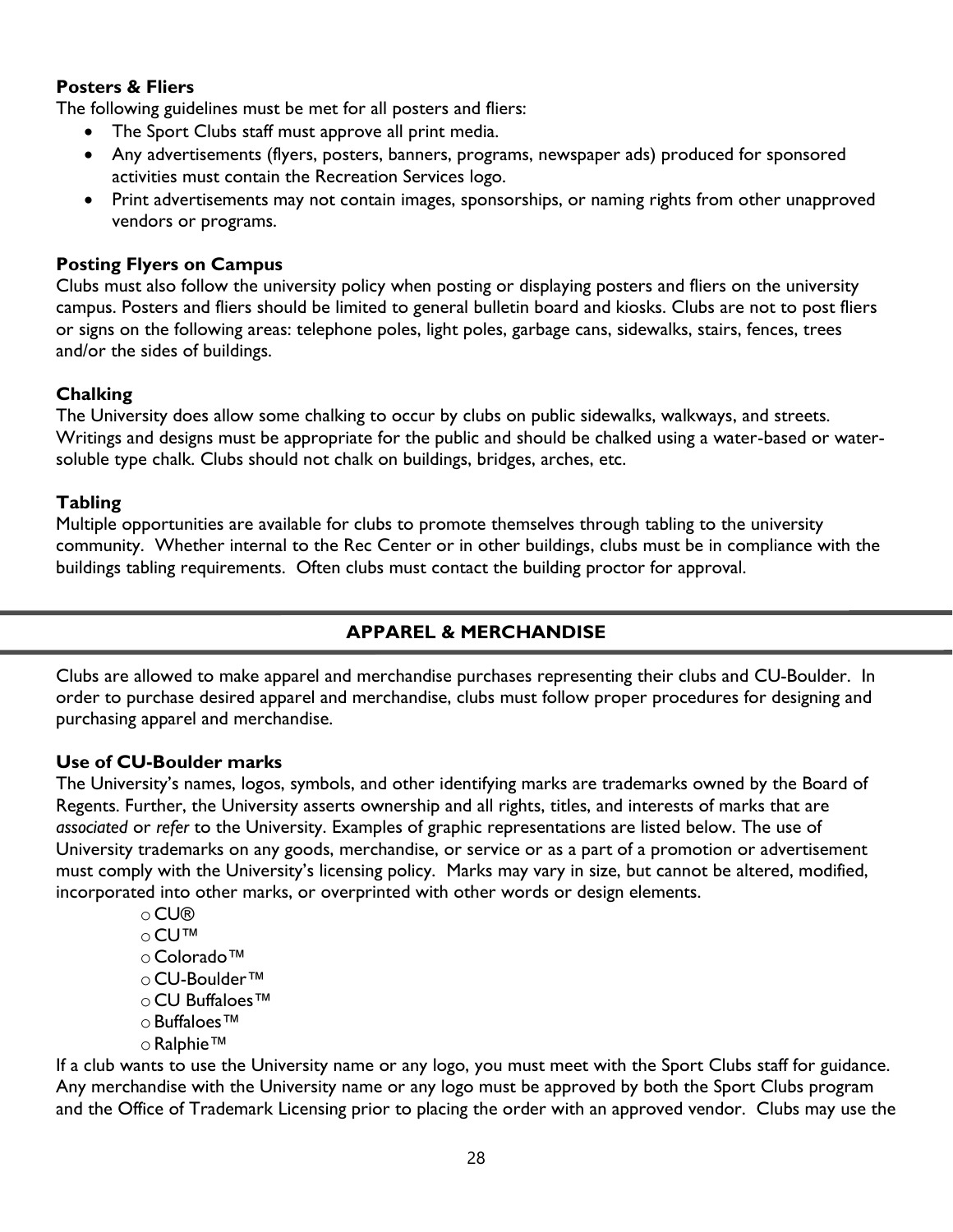### Posters & Fliers

The following guidelines must be met for all posters and fliers:

- The Sport Clubs staff must approve all print media.
- Any advertisements (flyers, posters, banners, programs, newspaper ads) produced for sponsored activities must contain the Recreation Services logo.
- Print advertisements may not contain images, sponsorships, or naming rights from other unapproved vendors or programs.

### Posting Flyers on Campus

Clubs must also follow the university policy when posting or displaying posters and fliers on the university campus. Posters and fliers should be limited to general bulletin board and kiosks. Clubs are not to post fliers or signs on the following areas: telephone poles, light poles, garbage cans, sidewalks, stairs, fences, trees and/or the sides of buildings.

### Chalking

The University does allow some chalking to occur by clubs on public sidewalks, walkways, and streets. Writings and designs must be appropriate for the public and should be chalked using a water-based or water-soluble type chalk. Clubs should not chalk on buildings, bridges, arches, etc.

### Tabling

Multiple opportunities are available for clubs to promote themselves through tabling to the university community. Whether internal to the Rec Center or in other buildings, clubs must be in compliance with the buildings tabling requirements. Often clubs must contact the building proctor for approval.

## APPAREL & MERCHANDISE

Clubs are allowed to make apparel and merchandise purchases representing their clubs and CU-Boulder. In order to purchase desired apparel and merchandise, clubs must follow proper procedures for designing and purchasing apparel and merchandise.

### Use of CU-Boulder marks

The University's names, logos, symbols, and other identifying marks are trademarks owned by the Board of Regents. Further, the University asserts ownership and all rights, titles, and interests of marks that are *associated* or *refer* to the University. Examples of graphic representations are listed below. The use of University trademarks on any goods, merchandise, or service or as a part of a promotion or advertisement must comply with the University's licensing policy. Marks may vary in size, but cannot be altered, modified, incorporated into other marks, or overprinted with other words or design elements.

- CU®
- CU™
- Colorado™
- CU-Boulder™
- CU Buffaloes™
- Buffaloes™
- Ralphie™

If a club wants to use the University name or any logo, you must meet with the Sport Clubs staff for guidance. Any merchandise with the University name or any logo must be approved by both the Sport Clubs program and the Office of Trademark Licensing prior to placing the order with an approved vendor. Clubs may use the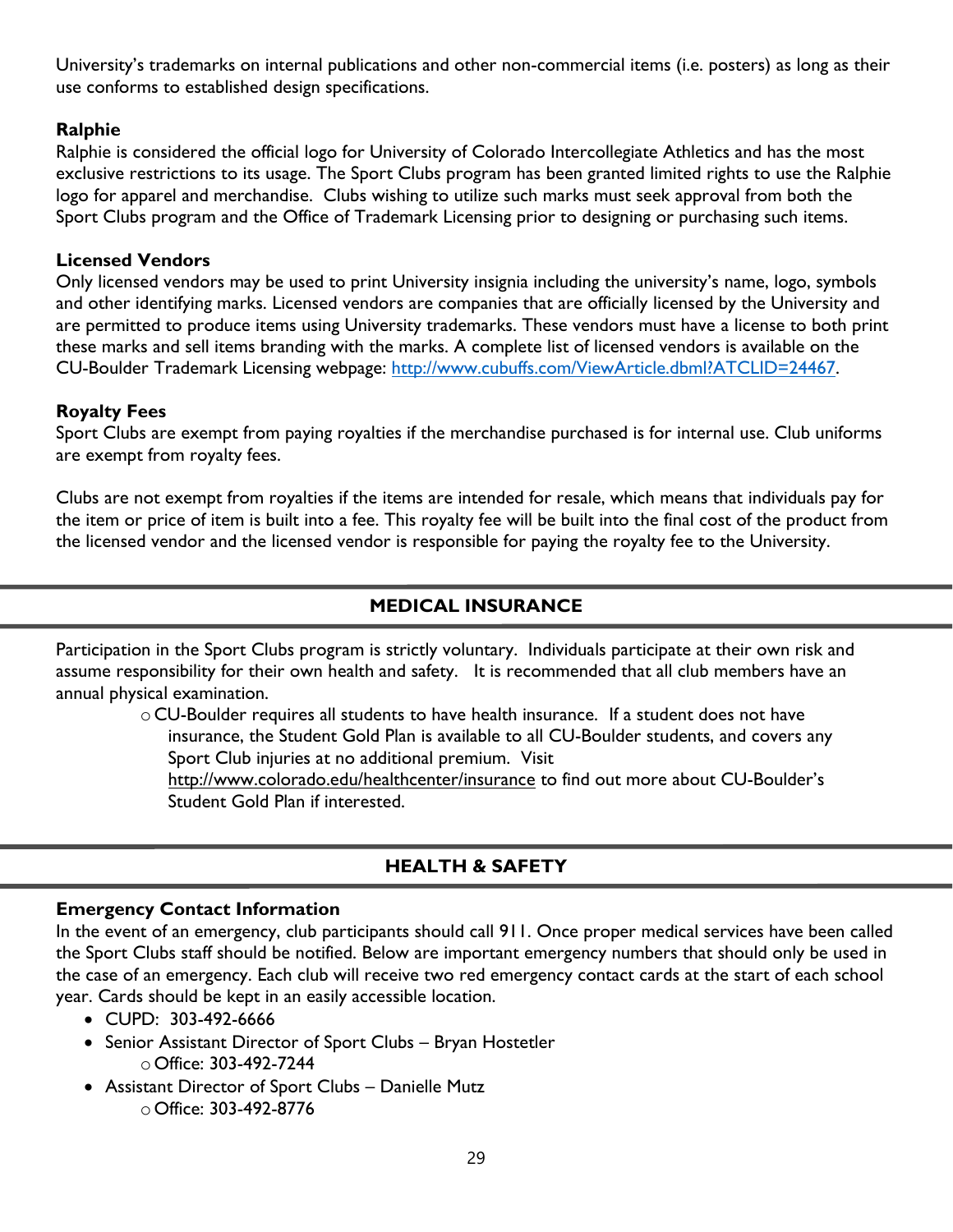University's trademarks on internal publications and other non-commercial items (i.e. posters) as long as their use conforms to established design specifications.

**Ralphie**

Ralphie is considered the official logo for University of Colorado Intercollegiate Athletics and has the most exclusive restrictions to its usage. The Sport Clubs program has been granted limited rights to use the Ralphie logo for apparel and merchandise. Clubs wishing to utilize such marks must seek approval from both the Sport Clubs program and the Office of Trademark Licensing prior to designing or purchasing such items.

**Licensed Vendors**

Only licensed vendors may be used to print University insignia including the university's name, logo, symbols and other identifying marks. Licensed vendors are companies that are officially licensed by the University and are permitted to produce items using University trademarks. These vendors must have a license to both print these marks and sell items branding with the marks. A complete list of licensed vendors is available on the CU-Boulder Trademark Licensing webpage: http://www.cubuffs.com/ViewArticle.dbml?ATCLID=24467.

**Royalty Fees**

Sport Clubs are exempt from paying royalties if the merchandise purchased is for internal use. Club uniforms are exempt from royalty fees.

Clubs are not exempt from royalties if the items are intended for resale, which means that individuals pay for the item or price of item is built into a fee. This royalty fee will be built into the final cost of the product from the licensed vendor and the licensed vendor is responsible for paying the royalty fee to the University.

## MEDICAL INSURANCE

Participation in the Sport Clubs program is strictly voluntary. Individuals participate at their own risk and assume responsibility for their own health and safety. It is recommended that all club members have an annual physical examination.

- CU-Boulder requires all students to have health insurance. If a student does not have insurance, the Student Gold Plan is available to all CU-Boulder students, and covers any Sport Club injuries at no additional premium. Visit http://www.colorado.edu/healthcenter/insurance to find out more about CU-Boulder's Student Gold Plan if interested.

## HEALTH & SAFETY

**Emergency Contact Information**

In the event of an emergency, club participants should call 911. Once proper medical services have been called the Sport Clubs staff should be notified. Below are important emergency numbers that should only be used in the case of an emergency. Each club will receive two red emergency contact cards at the start of each school year. Cards should be kept in an easily accessible location.

- CUPD: 303-492-6666
- Senior Assistant Director of Sport Clubs – Bryan Hostetler
  - Office: 303-492-7244
- Assistant Director of Sport Clubs – Danielle Mutz
  - Office: 303-492-8776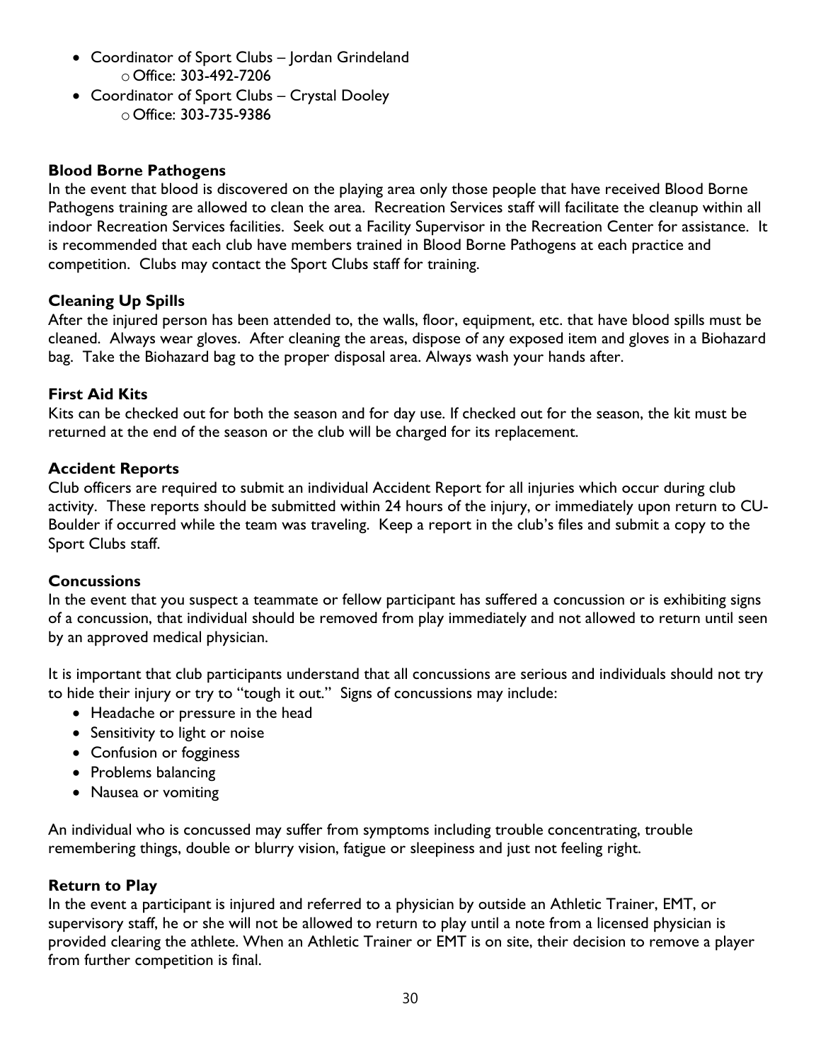- Coordinator of Sport Clubs – Jordan Grindeland
    - Office: 303-492-7206
- Coordinator of Sport Clubs – Crystal Dooley
    - Office: 303-735-9386

**Blood Borne Pathogens**

In the event that blood is discovered on the playing area only those people that have received Blood Borne Pathogens training are allowed to clean the area. Recreation Services staff will facilitate the cleanup within all indoor Recreation Services facilities. Seek out a Facility Supervisor in the Recreation Center for assistance. It is recommended that each club have members trained in Blood Borne Pathogens at each practice and competition. Clubs may contact the Sport Clubs staff for training.

**Cleaning Up Spills**

After the injured person has been attended to, the walls, floor, equipment, etc. that have blood spills must be cleaned. Always wear gloves. After cleaning the areas, dispose of any exposed item and gloves in a Biohazard bag. Take the Biohazard bag to the proper disposal area. Always wash your hands after.

**First Aid Kits**

Kits can be checked out for both the season and for day use. If checked out for the season, the kit must be returned at the end of the season or the club will be charged for its replacement.

**Accident Reports**

Club officers are required to submit an individual Accident Report for all injuries which occur during club activity. These reports should be submitted within 24 hours of the injury, or immediately upon return to CU-Boulder if occurred while the team was traveling. Keep a report in the club's files and submit a copy to the Sport Clubs staff.

**Concussions**

In the event that you suspect a teammate or fellow participant has suffered a concussion or is exhibiting signs of a concussion, that individual should be removed from play immediately and not allowed to return until seen by an approved medical physician.

It is important that club participants understand that all concussions are serious and individuals should not try to hide their injury or try to "tough it out." Signs of concussions may include:

- Headache or pressure in the head
- Sensitivity to light or noise
- Confusion or fogginess
- Problems balancing
- Nausea or vomiting

An individual who is concussed may suffer from symptoms including trouble concentrating, trouble remembering things, double or blurry vision, fatigue or sleepiness and just not feeling right.

**Return to Play**

In the event a participant is injured and referred to a physician by outside an Athletic Trainer, EMT, or supervisory staff, he or she will not be allowed to return to play until a note from a licensed physician is provided clearing the athlete. When an Athletic Trainer or EMT is on site, their decision to remove a player from further competition is final.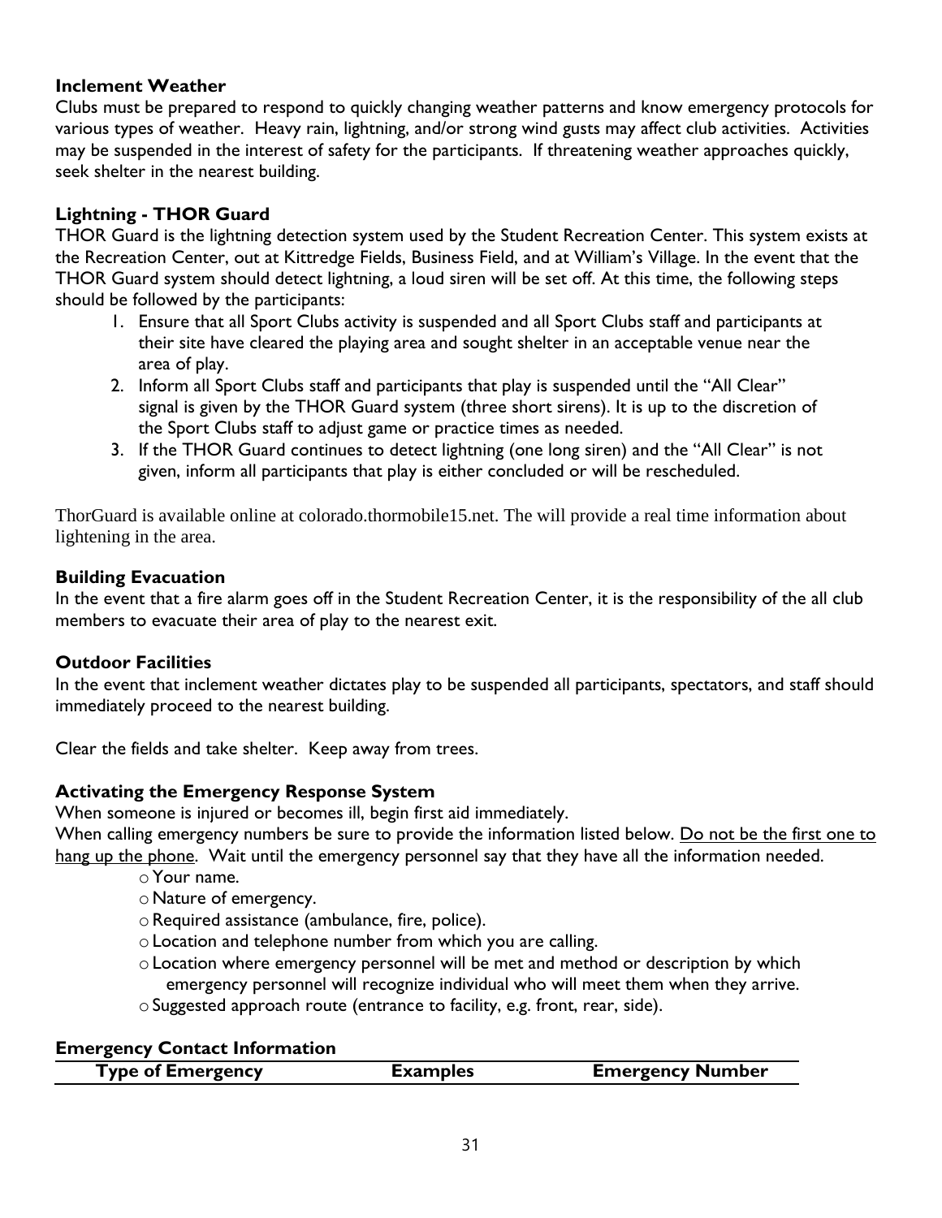### Inclement Weather

Clubs must be prepared to respond to quickly changing weather patterns and know emergency protocols for various types of weather. Heavy rain, lightning, and/or strong wind gusts may affect club activities. Activities may be suspended in the interest of safety for the participants. If threatening weather approaches quickly, seek shelter in the nearest building.

### Lightning - THOR Guard

THOR Guard is the lightning detection system used by the Student Recreation Center. This system exists at the Recreation Center, out at Kittredge Fields, Business Field, and at William's Village. In the event that the THOR Guard system should detect lightning, a loud siren will be set off. At this time, the following steps should be followed by the participants:

1. Ensure that all Sport Clubs activity is suspended and all Sport Clubs staff and participants at their site have cleared the playing area and sought shelter in an acceptable venue near the area of play.
2. Inform all Sport Clubs staff and participants that play is suspended until the "All Clear" signal is given by the THOR Guard system (three short sirens). It is up to the discretion of the Sport Clubs staff to adjust game or practice times as needed.
3. If the THOR Guard continues to detect lightning (one long siren) and the "All Clear" is not given, inform all participants that play is either concluded or will be rescheduled.

ThorGuard is available online at colorado.thormobile15.net. The will provide a real time information about lightening in the area.

### Building Evacuation

In the event that a fire alarm goes off in the Student Recreation Center, it is the responsibility of the all club members to evacuate their area of play to the nearest exit.

### Outdoor Facilities

In the event that inclement weather dictates play to be suspended all participants, spectators, and staff should immediately proceed to the nearest building.

Clear the fields and take shelter. Keep away from trees.

### Activating the Emergency Response System

When someone is injured or becomes ill, begin first aid immediately.

When calling emergency numbers be sure to provide the information listed below. Do not be the first one to hang up the phone. Wait until the emergency personnel say that they have all the information needed.

- Your name.
- Nature of emergency.
- Required assistance (ambulance, fire, police).
- Location and telephone number from which you are calling.
- Location where emergency personnel will be met and method or description by which emergency personnel will recognize individual who will meet them when they arrive.
- Suggested approach route (entrance to facility, e.g. front, rear, side).

### Emergency Contact Information

| Type of Emergency | Examples | Emergency Number |
|---|---|---|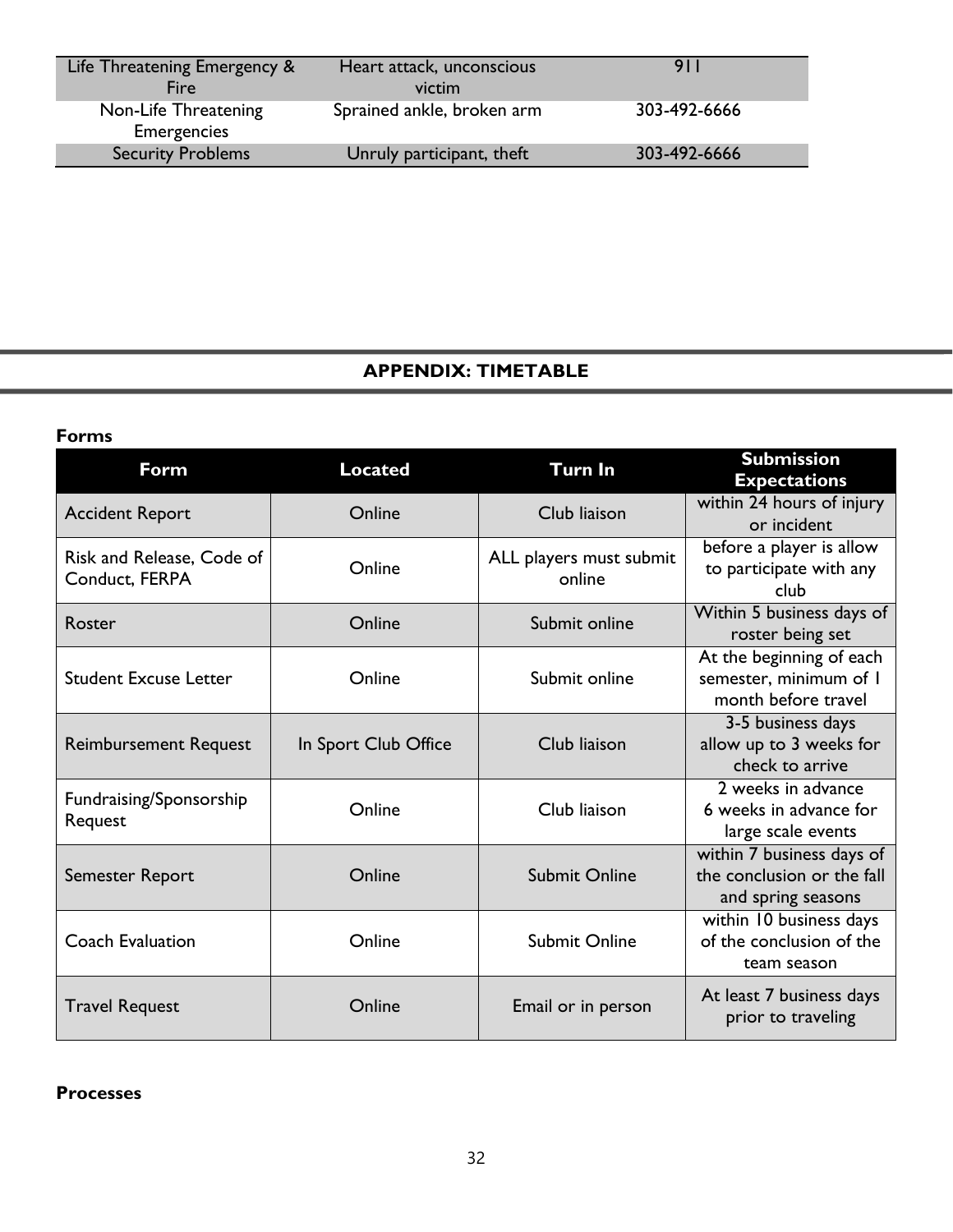| Life Threatening Emergency & Fire | Heart attack, unconscious victim | 911 |
| --- | --- | --- |
| Non-Life Threatening Emergencies | Sprained ankle, broken arm | 303-492-6666 |
| Security Problems | Unruly participant, theft | 303-492-6666 |

## APPENDIX: TIMETABLE

### Forms

| Form | Located | Turn In | Submission Expectations |
| --- | --- | --- | --- |
| Accident Report | Online | Club liaison | within 24 hours of injury or incident |
| Risk and Release, Code of Conduct, FERPA | Online | ALL players must submit online | before a player is allow to participate with any club |
| Roster | Online | Submit online | Within 5 business days of roster being set |
| Student Excuse Letter | Online | Submit online | At the beginning of each semester, minimum of 1 month before travel |
| Reimbursement Request | In Sport Club Office | Club liaison | 3-5 business days allow up to 3 weeks for check to arrive |
| Fundraising/Sponsorship Request | Online | Club liaison | 2 weeks in advance 6 weeks in advance for large scale events |
| Semester Report | Online | Submit Online | within 7 business days of the conclusion or the fall and spring seasons |
| Coach Evaluation | Online | Submit Online | within 10 business days of the conclusion of the team season |
| Travel Request | Online | Email or in person | At least 7 business days prior to traveling |

### Processes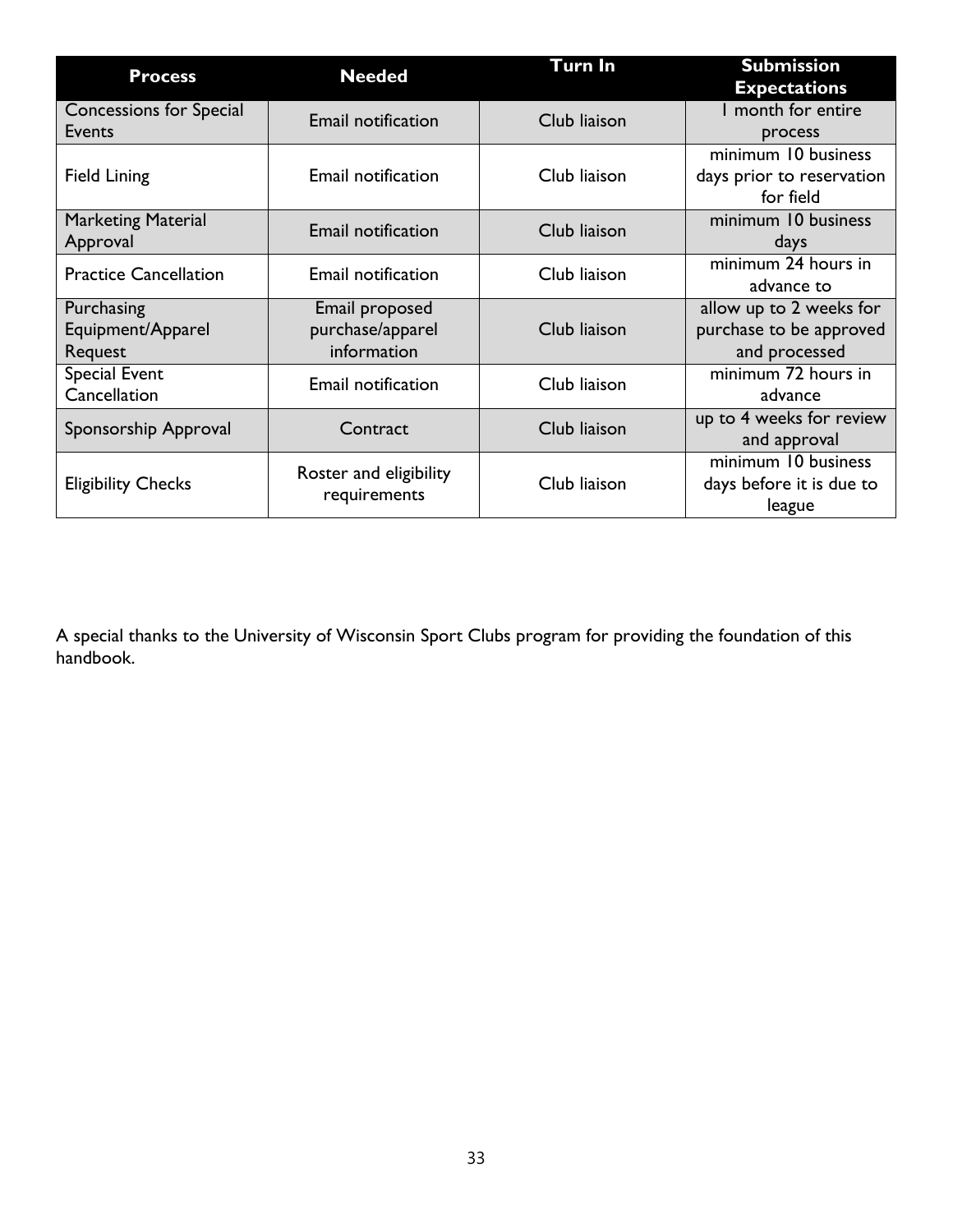| Process | Needed | Turn In | Submission Expectations |
| --- | --- | --- | --- |
| Concessions for Special Events | Email notification | Club liaison | 1 month for entire process |
| Field Lining | Email notification | Club liaison | minimum 10 business days prior to reservation for field |
| Marketing Material Approval | Email notification | Club liaison | minimum 10 business days |
| Practice Cancellation | Email notification | Club liaison | minimum 24 hours in advance to |
| Purchasing Equipment/Apparel Request | Email proposed purchase/apparel information | Club liaison | allow up to 2 weeks for purchase to be approved and processed |
| Special Event Cancellation | Email notification | Club liaison | minimum 72 hours in advance |
| Sponsorship Approval | Contract | Club liaison | up to 4 weeks for review and approval |
| Eligibility Checks | Roster and eligibility requirements | Club liaison | minimum 10 business days before it is due to league |

A special thanks to the University of Wisconsin Sport Clubs program for providing the foundation of this handbook.